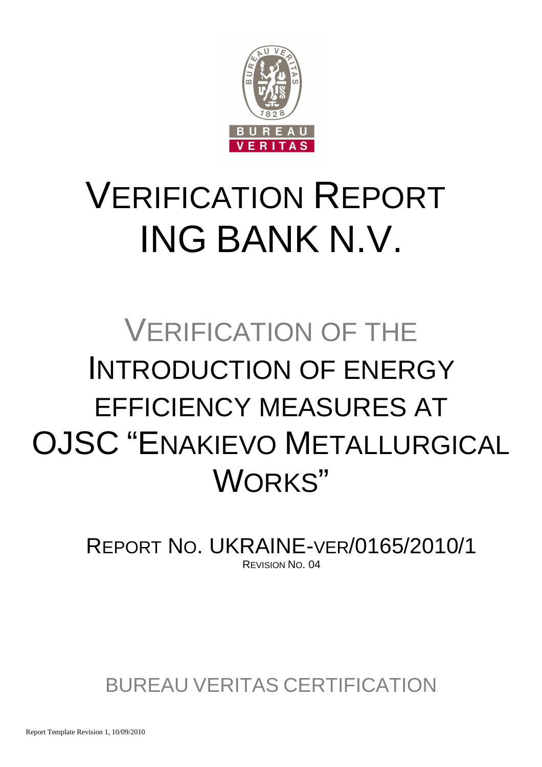# VERIFICATION REPORT ING BANK N.V.

## VERIFICATION OF THE INTRODUCTION OF ENERGY EFFICIENCY MEASURES AT OJSC "ENAKIEVO METALLURGICAL WORKS"

REPORT NO. UKRAINE-VER/0165/2010/1

REVISION NO. 04

BUREAU VERITAS CERTIFICATION

Report Template Revision 1, 10/09/2010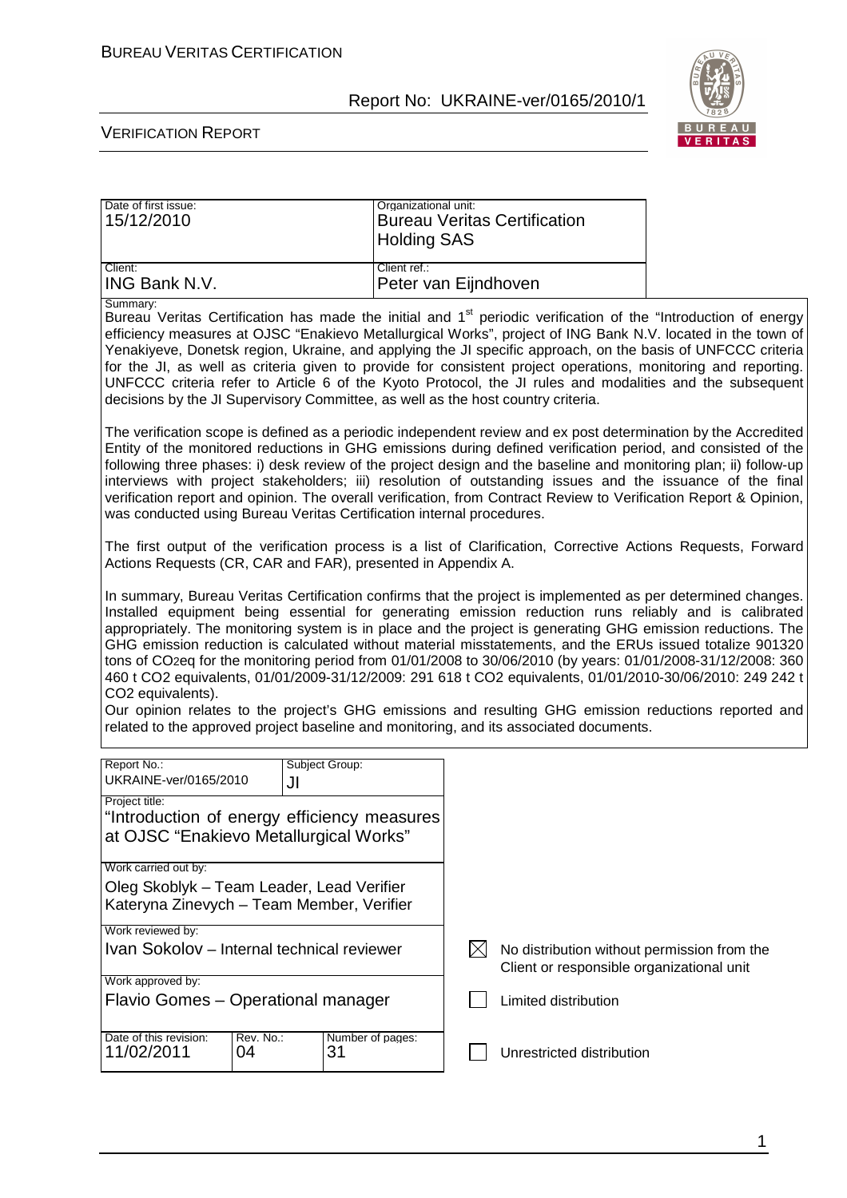| Date of first issue: 15/12/2010 | Organizational unit: Bureau Veritas Certification Holding SAS |
|---|---|
| Client: ING Bank N.V. | Client ref.: Peter van Eijndhoven |

Summary:

Bureau Veritas Certification has made the initial and 1st periodic verification of the "Introduction of energy efficiency measures at OJSC "Enakievo Metallurgical Works", project of ING Bank N.V. located in the town of Yenakiyeve, Donetsk region, Ukraine, and applying the JI specific approach, on the basis of UNFCCC criteria for the JI, as well as criteria given to provide for consistent project operations, monitoring and reporting. UNFCCC criteria refer to Article 6 of the Kyoto Protocol, the JI rules and modalities and the subsequent decisions by the JI Supervisory Committee, as well as the host country criteria.

The verification scope is defined as a periodic independent review and ex post determination by the Accredited Entity of the monitored reductions in GHG emissions during defined verification period, and consisted of the following three phases: i) desk review of the project design and the baseline and monitoring plan; ii) follow-up interviews with project stakeholders; iii) resolution of outstanding issues and the issuance of the final verification report and opinion. The overall verification, from Contract Review to Verification Report & Opinion, was conducted using Bureau Veritas Certification internal procedures.

The first output of the verification process is a list of Clarification, Corrective Actions Requests, Forward Actions Requests (CR, CAR and FAR), presented in Appendix A.

In summary, Bureau Veritas Certification confirms that the project is implemented as per determined changes. Installed equipment being essential for generating emission reduction runs reliably and is calibrated appropriately. The monitoring system is in place and the project is generating GHG emission reductions. The GHG emission reduction is calculated without material misstatements, and the ERUs issued totalize 901320 tons of $CO_2$eq for the monitoring period from 01/01/2008 to 30/06/2010 (by years: 01/01/2008-31/12/2008: 360 460 t $CO_2$ equivalents, 01/01/2009-31/12/2009: 291 618 t $CO_2$ equivalents, 01/01/2010-30/06/2010: 249 242 t $CO_2$ equivalents).

Our opinion relates to the project's GHG emissions and resulting GHG emission reductions reported and related to the approved project baseline and monitoring, and its associated documents.

| Report No.: UKRAINE-ver/0165/2010 | Subject Group: JI | |
|---|---|---|
| Project title: "Introduction of energy efficiency measures at OJSC "Enakievo Metallurgical Works" | | |
| Work carried out by: Oleg Skoblyk – Team Leader, Lead Verifier; Kateryna Zinevych – Team Member, Verifier | | |
| Work reviewed by: Ivan Sokolov – Internal technical reviewer | | ☒ No distribution without permission from the Client or responsible organizational unit |
| Work approved by: Flavio Gomes – Operational manager | | ☐ Limited distribution |
| Date of this revision: 11/02/2011 | Rev. No.: 04 | Number of pages: 31 |
| | | ☐ Unrestricted distribution |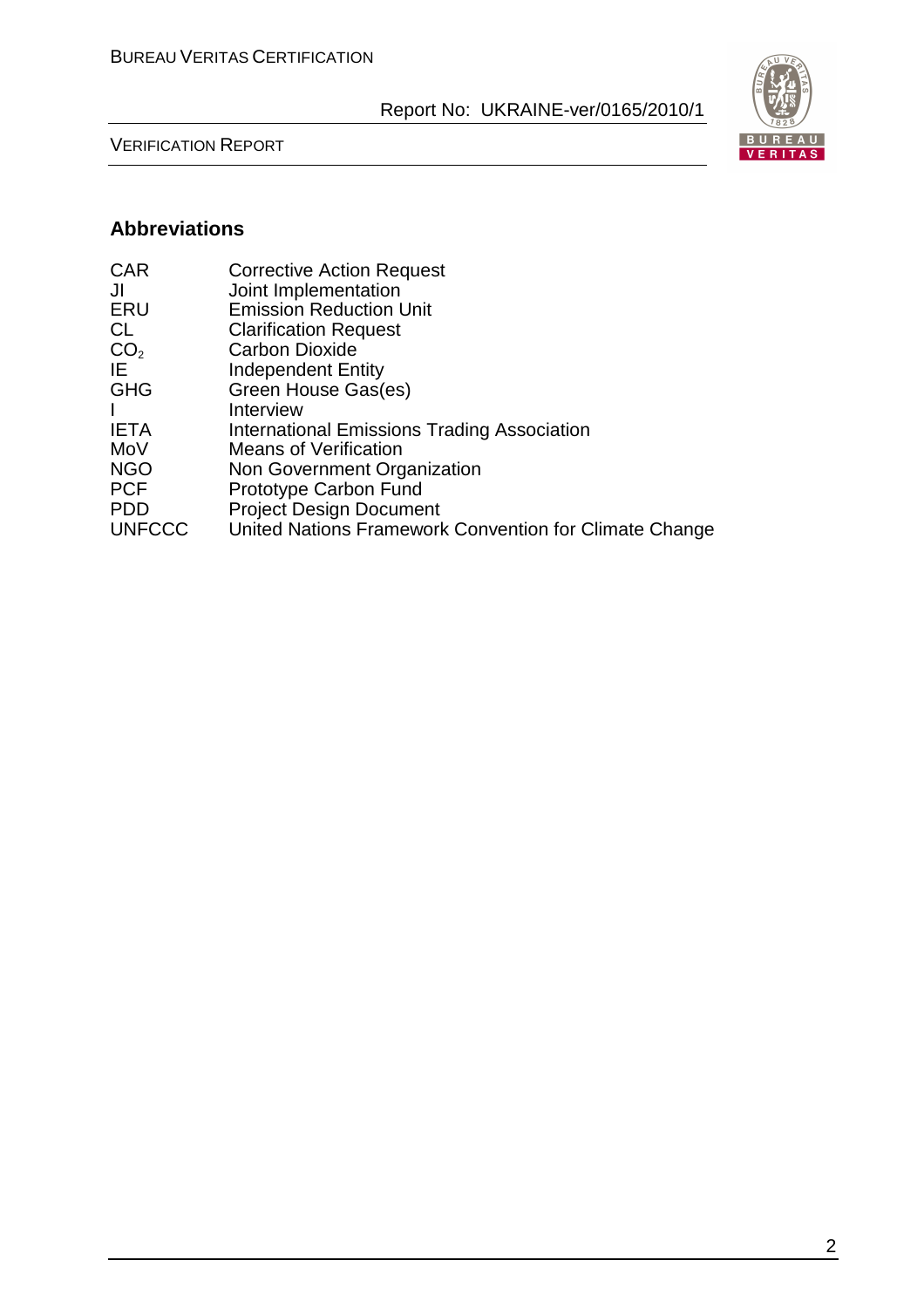## Abbreviations

| | |
|---|---|
| CAR | Corrective Action Request |
| JI | Joint Implementation |
| ERU | Emission Reduction Unit |
| CL | Clarification Request |
| $CO_2$ | Carbon Dioxide |
| IE | Independent Entity |
| GHG | Green House Gas(es) |
| I | Interview |
| IETA | International Emissions Trading Association |
| MoV | Means of Verification |
| NGO | Non Government Organization |
| PCF | Prototype Carbon Fund |
| PDD | Project Design Document |
| UNFCCC | United Nations Framework Convention for Climate Change |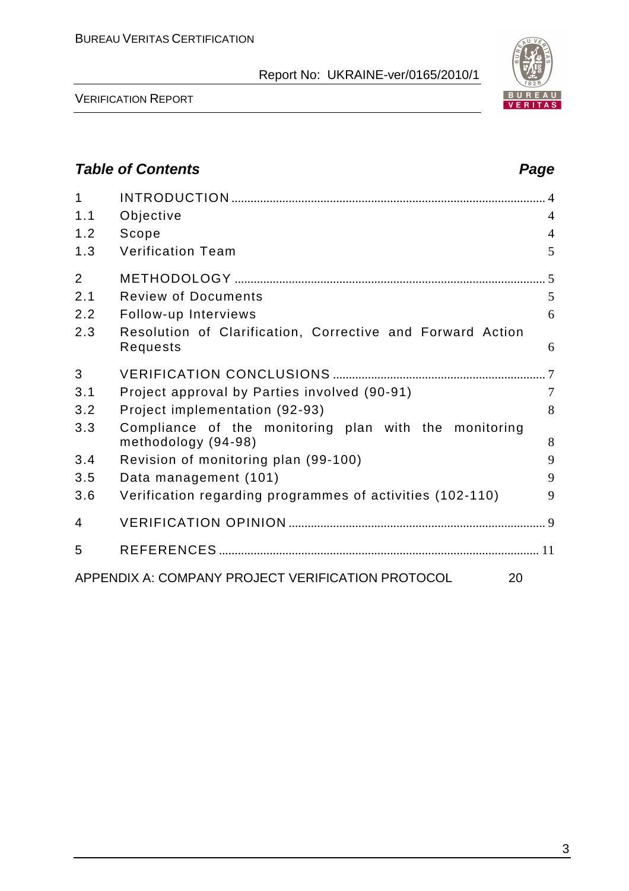## Table of Contents

| | | Page |
|---|---|---|
| 1 | INTRODUCTION | 4 |
| 1.1 | Objective | 4 |
| 1.2 | Scope | 4 |
| 1.3 | Verification Team | 5 |
| 2 | METHODOLOGY | 5 |
| 2.1 | Review of Documents | 5 |
| 2.2 | Follow-up Interviews | 6 |
| 2.3 | Resolution of Clarification, Corrective and Forward Action Requests | 6 |
| 3 | VERIFICATION CONCLUSIONS | 7 |
| 3.1 | Project approval by Parties involved (90-91) | 7 |
| 3.2 | Project implementation (92-93) | 8 |
| 3.3 | Compliance of the monitoring plan with the monitoring methodology (94-98) | 8 |
| 3.4 | Revision of monitoring plan (99-100) | 9 |
| 3.5 | Data management (101) | 9 |
| 3.6 | Verification regarding programmes of activities (102-110) | 9 |
| 4 | VERIFICATION OPINION | 9 |
| 5 | REFERENCES | 11 |
| APPENDIX A: COMPANY PROJECT VERIFICATION PROTOCOL | | 20 |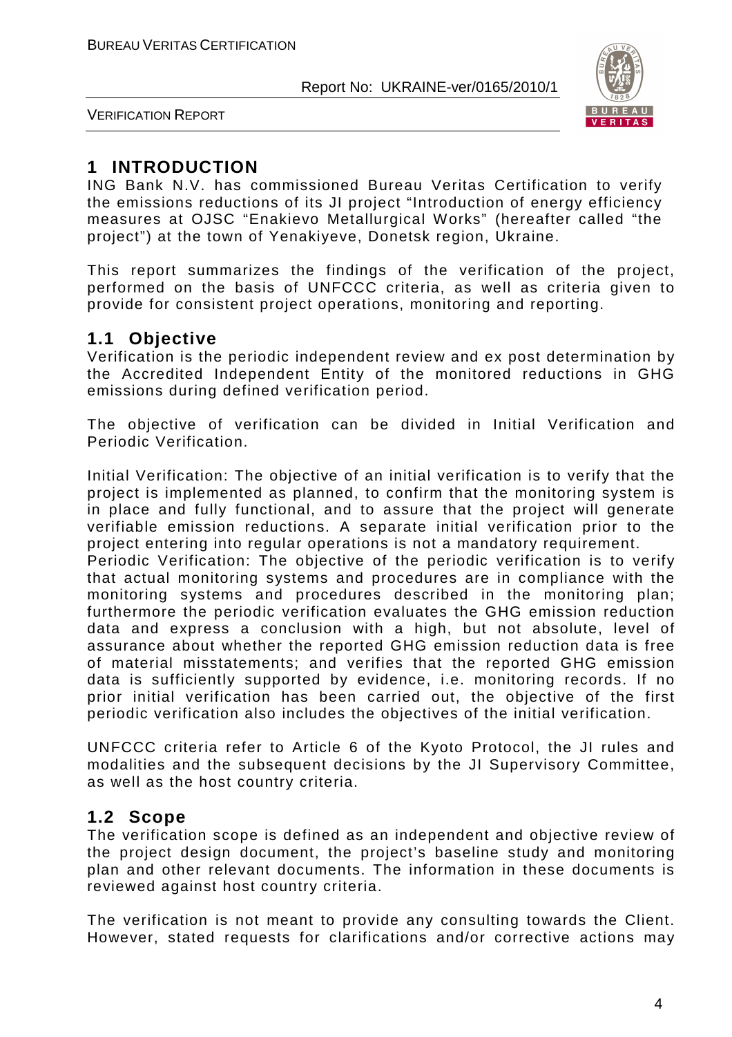# 1 INTRODUCTION

ING Bank N.V. has commissioned Bureau Veritas Certification to verify the emissions reductions of its JI project "Introduction of energy efficiency measures at OJSC "Enakievo Metallurgical Works" (hereafter called "the project") at the town of Yenakiyeve, Donetsk region, Ukraine.

This report summarizes the findings of the verification of the project, performed on the basis of UNFCCC criteria, as well as criteria given to provide for consistent project operations, monitoring and reporting.

## 1.1 Objective

Verification is the periodic independent review and ex post determination by the Accredited Independent Entity of the monitored reductions in GHG emissions during defined verification period.

The objective of verification can be divided in Initial Verification and Periodic Verification.

Initial Verification: The objective of an initial verification is to verify that the project is implemented as planned, to confirm that the monitoring system is in place and fully functional, and to assure that the project will generate verifiable emission reductions. A separate initial verification prior to the project entering into regular operations is not a mandatory requirement.

Periodic Verification: The objective of the periodic verification is to verify that actual monitoring systems and procedures are in compliance with the monitoring systems and procedures described in the monitoring plan; furthermore the periodic verification evaluates the GHG emission reduction data and express a conclusion with a high, but not absolute, level of assurance about whether the reported GHG emission reduction data is free of material misstatements; and verifies that the reported GHG emission data is sufficiently supported by evidence, i.e. monitoring records. If no prior initial verification has been carried out, the objective of the first periodic verification also includes the objectives of the initial verification.

UNFCCC criteria refer to Article 6 of the Kyoto Protocol, the JI rules and modalities and the subsequent decisions by the JI Supervisory Committee, as well as the host country criteria.

## 1.2 Scope

The verification scope is defined as an independent and objective review of the project design document, the project's baseline study and monitoring plan and other relevant documents. The information in these documents is reviewed against host country criteria.

The verification is not meant to provide any consulting towards the Client. However, stated requests for clarifications and/or corrective actions may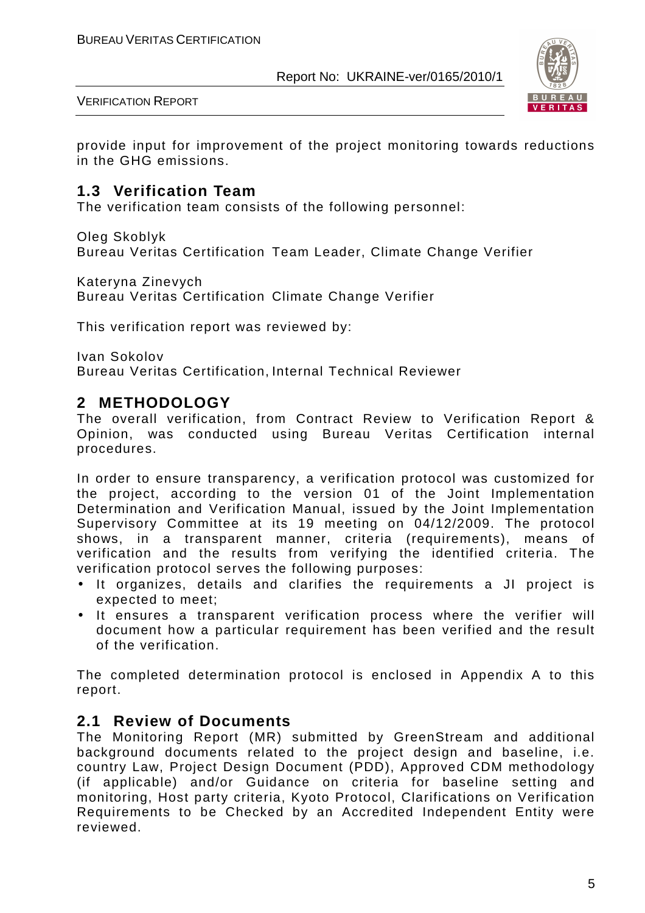provide input for improvement of the project monitoring towards reductions in the GHG emissions.

## 1.3 Verification Team

The verification team consists of the following personnel:

Oleg Skoblyk
Bureau Veritas Certification Team Leader, Climate Change Verifier

Kateryna Zinevych
Bureau Veritas Certification Climate Change Verifier

This verification report was reviewed by:

Ivan Sokolov
Bureau Veritas Certification, Internal Technical Reviewer

# 2 METHODOLOGY

The overall verification, from Contract Review to Verification Report & Opinion, was conducted using Bureau Veritas Certification internal procedures.

In order to ensure transparency, a verification protocol was customized for the project, according to the version 01 of the Joint Implementation Determination and Verification Manual, issued by the Joint Implementation Supervisory Committee at its 19 meeting on 04/12/2009. The protocol shows, in a transparent manner, criteria (requirements), means of verification and the results from verifying the identified criteria. The verification protocol serves the following purposes:

- It organizes, details and clarifies the requirements a JI project is expected to meet;
- It ensures a transparent verification process where the verifier will document how a particular requirement has been verified and the result of the verification.

The completed determination protocol is enclosed in Appendix A to this report.

## 2.1 Review of Documents

The Monitoring Report (MR) submitted by GreenStream and additional background documents related to the project design and baseline, i.e. country Law, Project Design Document (PDD), Approved CDM methodology (if applicable) and/or Guidance on criteria for baseline setting and monitoring, Host party criteria, Kyoto Protocol, Clarifications on Verification Requirements to be Checked by an Accredited Independent Entity were reviewed.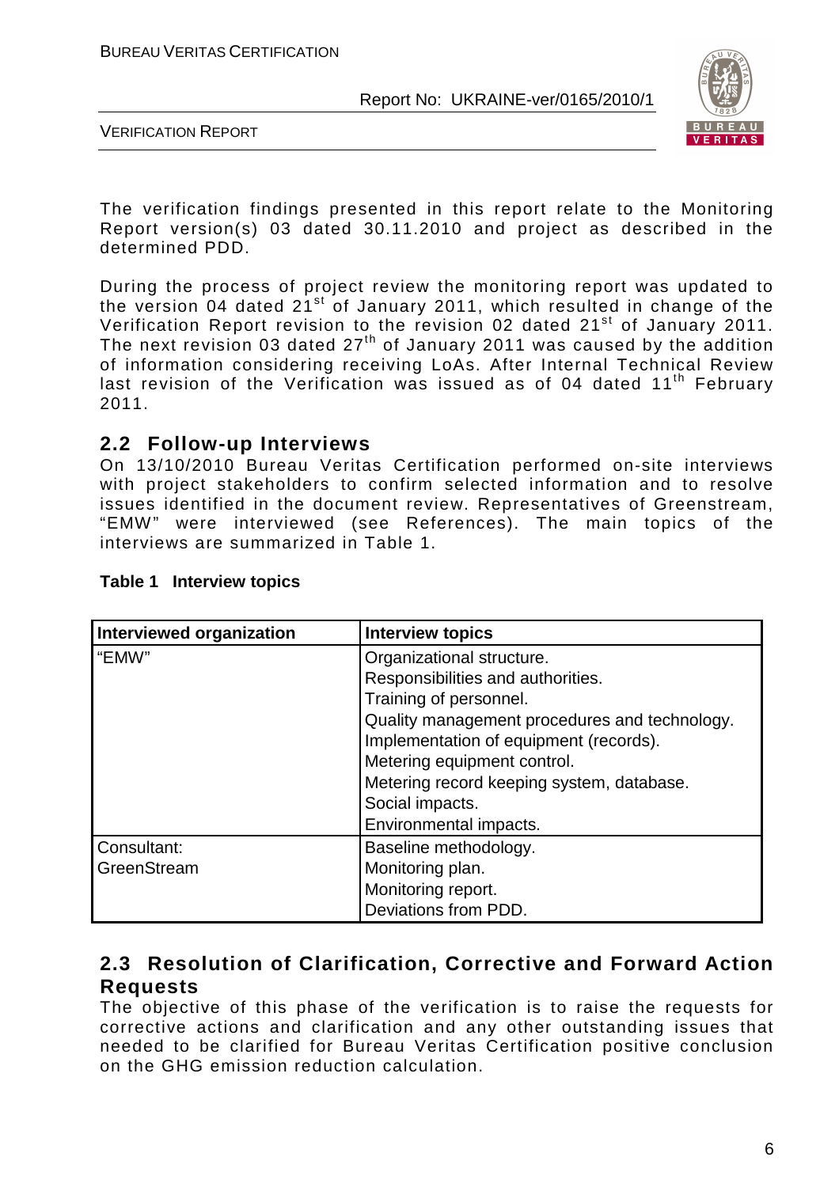The verification findings presented in this report relate to the Monitoring Report version(s) 03 dated 30.11.2010 and project as described in the determined PDD.

During the process of project review the monitoring report was updated to the version 04 dated 21st of January 2011, which resulted in change of the Verification Report revision to the revision 02 dated 21st of January 2011. The next revision 03 dated 27th of January 2011 was caused by the addition of information considering receiving LoAs. After Internal Technical Review last revision of the Verification was issued as of 04 dated 11th February 2011.

## 2.2 Follow-up Interviews

On 13/10/2010 Bureau Veritas Certification performed on-site interviews with project stakeholders to confirm selected information and to resolve issues identified in the document review. Representatives of Greenstream, "EMW" were interviewed (see References). The main topics of the interviews are summarized in Table 1.

**Table 1 Interview topics**

| Interviewed organization | Interview topics |
|---|---|
| "EMW" | Organizational structure.<br>Responsibilities and authorities.<br>Training of personnel.<br>Quality management procedures and technology.<br>Implementation of equipment (records).<br>Metering equipment control.<br>Metering record keeping system, database.<br>Social impacts.<br>Environmental impacts. |
| Consultant:<br>GreenStream | Baseline methodology.<br>Monitoring plan.<br>Monitoring report.<br>Deviations from PDD. |

## 2.3 Resolution of Clarification, Corrective and Forward Action Requests

The objective of this phase of the verification is to raise the requests for corrective actions and clarification and any other outstanding issues that needed to be clarified for Bureau Veritas Certification positive conclusion on the GHG emission reduction calculation.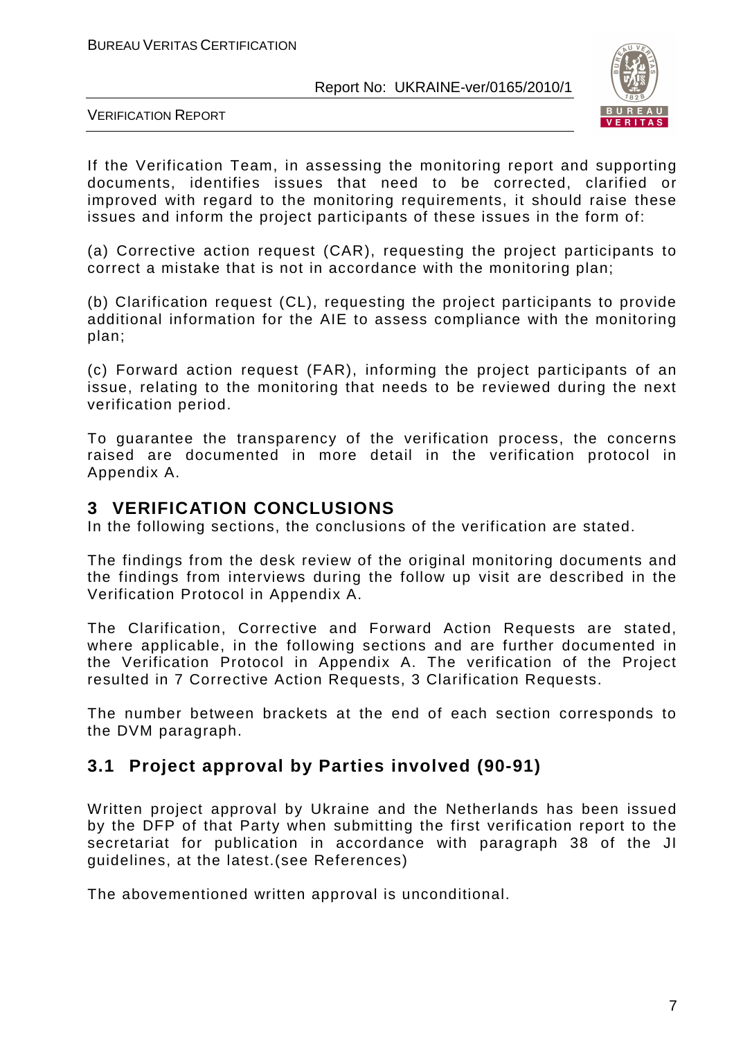If the Verification Team, in assessing the monitoring report and supporting documents, identifies issues that need to be corrected, clarified or improved with regard to the monitoring requirements, it should raise these issues and inform the project participants of these issues in the form of:

(a) Corrective action request (CAR), requesting the project participants to correct a mistake that is not in accordance with the monitoring plan;

(b) Clarification request (CL), requesting the project participants to provide additional information for the AIE to assess compliance with the monitoring plan;

(c) Forward action request (FAR), informing the project participants of an issue, relating to the monitoring that needs to be reviewed during the next verification period.

To guarantee the transparency of the verification process, the concerns raised are documented in more detail in the verification protocol in Appendix A.

# 3 VERIFICATION CONCLUSIONS

In the following sections, the conclusions of the verification are stated.

The findings from the desk review of the original monitoring documents and the findings from interviews during the follow up visit are described in the Verification Protocol in Appendix A.

The Clarification, Corrective and Forward Action Requests are stated, where applicable, in the following sections and are further documented in the Verification Protocol in Appendix A. The verification of the Project resulted in 7 Corrective Action Requests, 3 Clarification Requests.

The number between brackets at the end of each section corresponds to the DVM paragraph.

## 3.1 Project approval by Parties involved (90-91)

Written project approval by Ukraine and the Netherlands has been issued by the DFP of that Party when submitting the first verification report to the secretariat for publication in accordance with paragraph 38 of the JI guidelines, at the latest.(see References)

The abovementioned written approval is unconditional.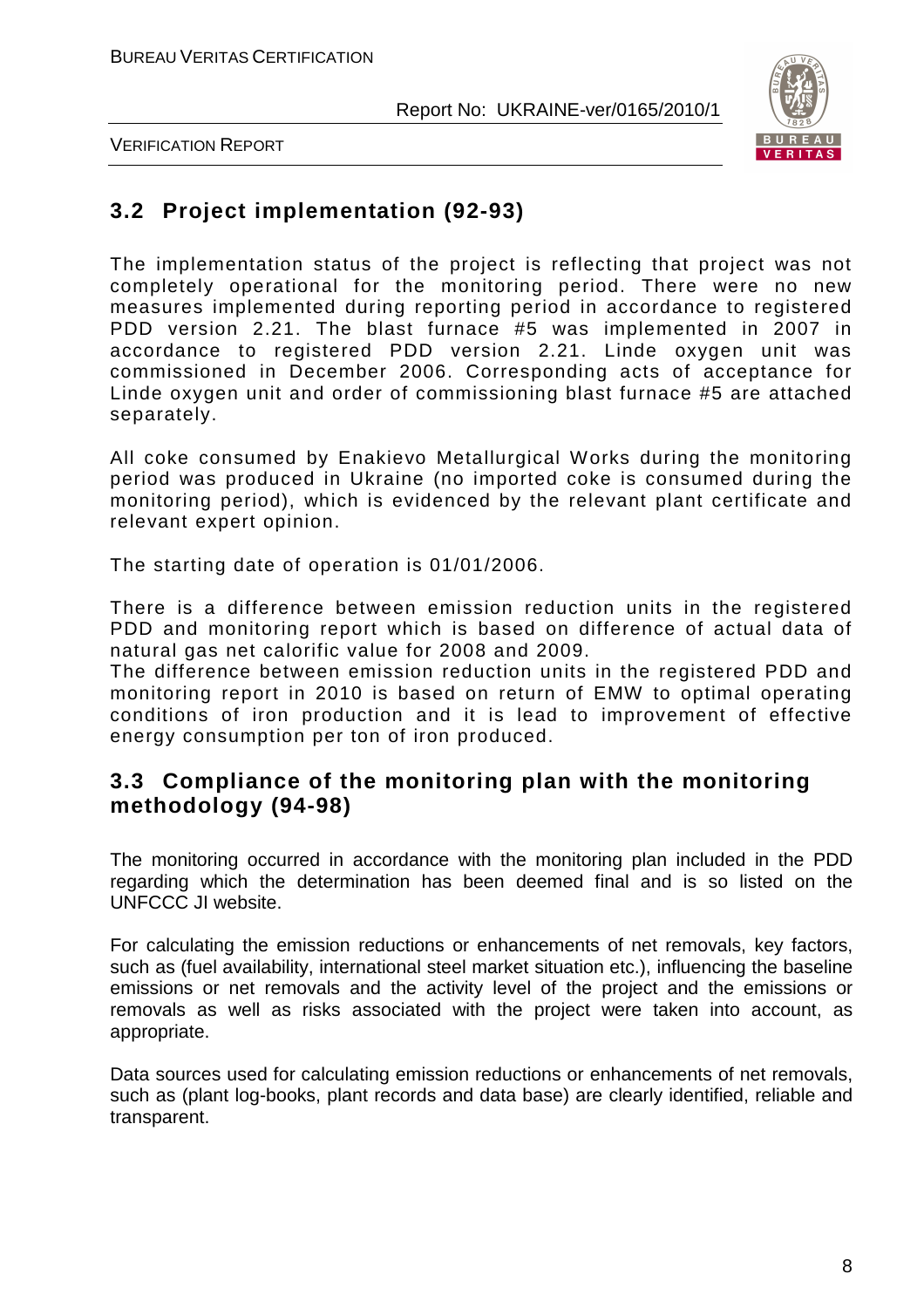## 3.2 Project implementation (92-93)

The implementation status of the project is reflecting that project was not completely operational for the monitoring period. There were no new measures implemented during reporting period in accordance to registered PDD version 2.21. The blast furnace #5 was implemented in 2007 in accordance to registered PDD version 2.21. Linde oxygen unit was commissioned in December 2006. Corresponding acts of acceptance for Linde oxygen unit and order of commissioning blast furnace #5 are attached separately.

All coke consumed by Enakievo Metallurgical Works during the monitoring period was produced in Ukraine (no imported coke is consumed during the monitoring period), which is evidenced by the relevant plant certificate and relevant expert opinion.

The starting date of operation is 01/01/2006.

There is a difference between emission reduction units in the registered PDD and monitoring report which is based on difference of actual data of natural gas net calorific value for 2008 and 2009.

The difference between emission reduction units in the registered PDD and monitoring report in 2010 is based on return of EMW to optimal operating conditions of iron production and it is lead to improvement of effective energy consumption per ton of iron produced.

## 3.3 Compliance of the monitoring plan with the monitoring methodology (94-98)

The monitoring occurred in accordance with the monitoring plan included in the PDD regarding which the determination has been deemed final and is so listed on the UNFCCC JI website.

For calculating the emission reductions or enhancements of net removals, key factors, such as (fuel availability, international steel market situation etc.), influencing the baseline emissions or net removals and the activity level of the project and the emissions or removals as well as risks associated with the project were taken into account, as appropriate.

Data sources used for calculating emission reductions or enhancements of net removals, such as (plant log-books, plant records and data base) are clearly identified, reliable and transparent.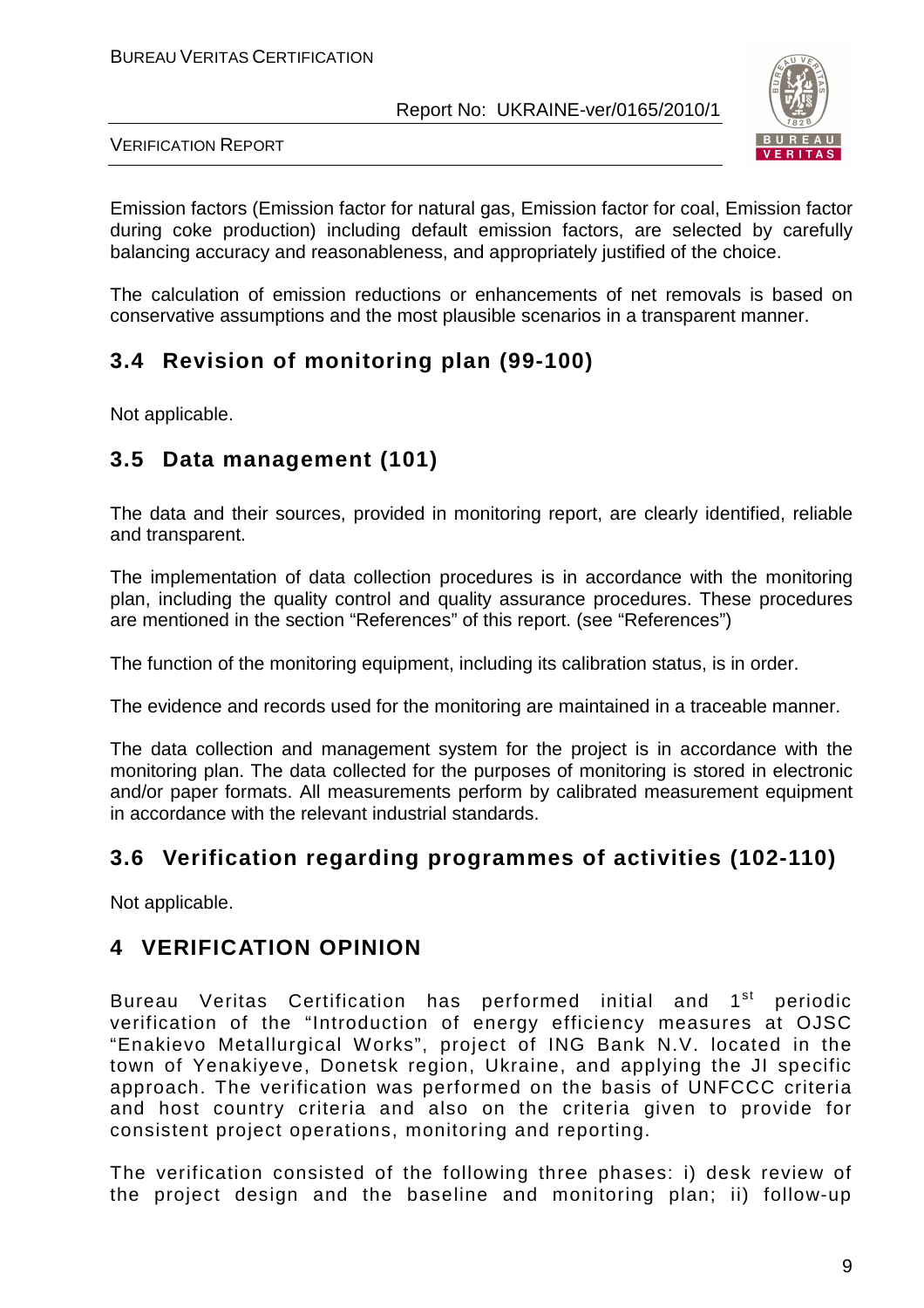Emission factors (Emission factor for natural gas, Emission factor for coal, Emission factor during coke production) including default emission factors, are selected by carefully balancing accuracy and reasonableness, and appropriately justified of the choice.

The calculation of emission reductions or enhancements of net removals is based on conservative assumptions and the most plausible scenarios in a transparent manner.

## 3.4 Revision of monitoring plan (99-100)

Not applicable.

## 3.5 Data management (101)

The data and their sources, provided in monitoring report, are clearly identified, reliable and transparent.

The implementation of data collection procedures is in accordance with the monitoring plan, including the quality control and quality assurance procedures. These procedures are mentioned in the section "References" of this report. (see "References")

The function of the monitoring equipment, including its calibration status, is in order.

The evidence and records used for the monitoring are maintained in a traceable manner.

The data collection and management system for the project is in accordance with the monitoring plan. The data collected for the purposes of monitoring is stored in electronic and/or paper formats. All measurements perform by calibrated measurement equipment in accordance with the relevant industrial standards.

## 3.6 Verification regarding programmes of activities (102-110)

Not applicable.

# 4 VERIFICATION OPINION

Bureau Veritas Certification has performed initial and 1st periodic verification of the "Introduction of energy efficiency measures at OJSC "Enakievo Metallurgical Works", project of ING Bank N.V. located in the town of Yenakiyeve, Donetsk region, Ukraine, and applying the JI specific approach. The verification was performed on the basis of UNFCCC criteria and host country criteria and also on the criteria given to provide for consistent project operations, monitoring and reporting.

The verification consisted of the following three phases: i) desk review of the project design and the baseline and monitoring plan; ii) follow-up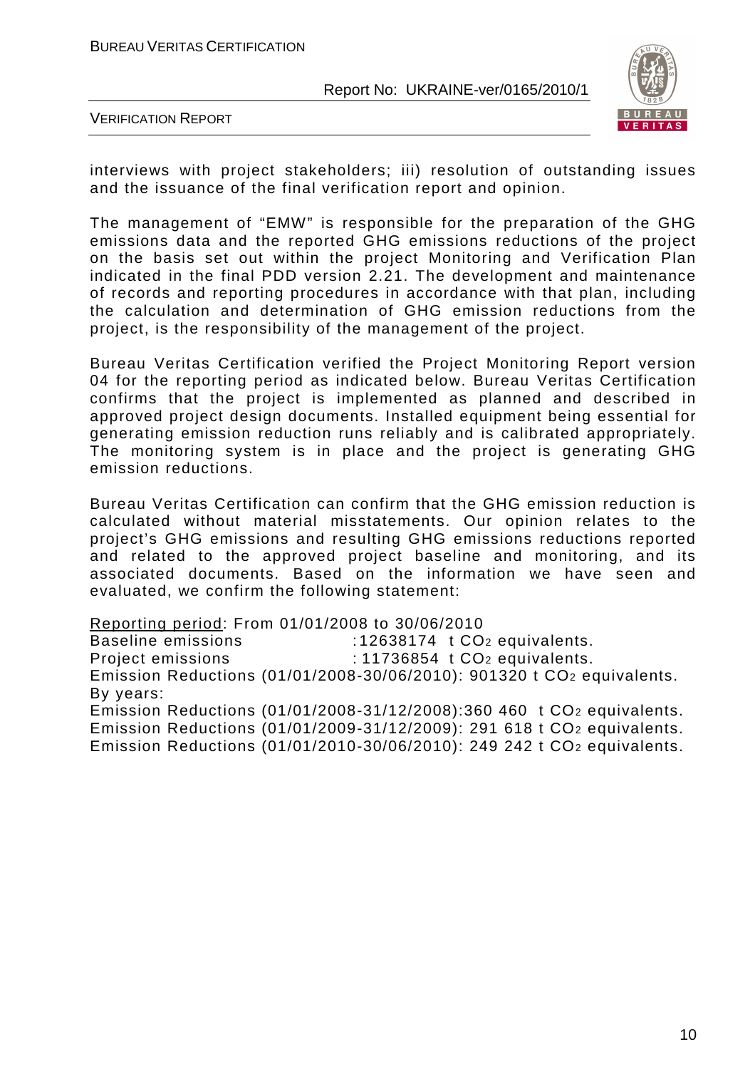interviews with project stakeholders; iii) resolution of outstanding issues and the issuance of the final verification report and opinion.

The management of "EMW" is responsible for the preparation of the GHG emissions data and the reported GHG emissions reductions of the project on the basis set out within the project Monitoring and Verification Plan indicated in the final PDD version 2.21. The development and maintenance of records and reporting procedures in accordance with that plan, including the calculation and determination of GHG emission reductions from the project, is the responsibility of the management of the project.

Bureau Veritas Certification verified the Project Monitoring Report version 04 for the reporting period as indicated below. Bureau Veritas Certification confirms that the project is implemented as planned and described in approved project design documents. Installed equipment being essential for generating emission reduction runs reliably and is calibrated appropriately. The monitoring system is in place and the project is generating GHG emission reductions.

Bureau Veritas Certification can confirm that the GHG emission reduction is calculated without material misstatements. Our opinion relates to the project's GHG emissions and resulting GHG emissions reductions reported and related to the approved project baseline and monitoring, and its associated documents. Based on the information we have seen and evaluated, we confirm the following statement:

Reporting period: From 01/01/2008 to 30/06/2010
Baseline emissions : 12638174 t $CO_2$ equivalents.
Project emissions : 11736854 t $CO_2$ equivalents.
Emission Reductions (01/01/2008-30/06/2010): 901320 t $CO_2$ equivalents.
By years:
Emission Reductions (01/01/2008-31/12/2008): 360 460 t $CO_2$ equivalents.
Emission Reductions (01/01/2009-31/12/2009): 291 618 t $CO_2$ equivalents.
Emission Reductions (01/01/2010-30/06/2010): 249 242 t $CO_2$ equivalents.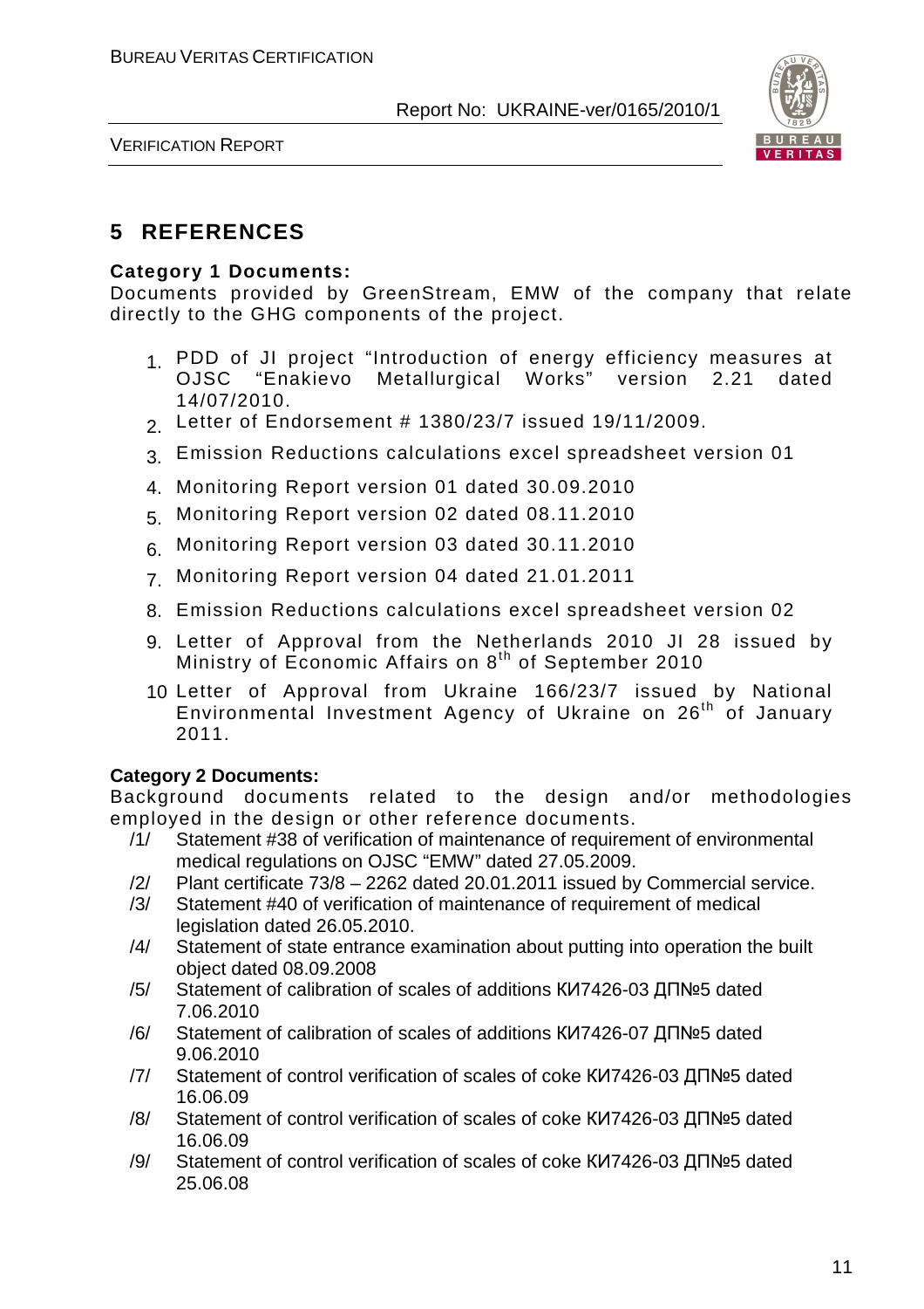# 5 REFERENCES

**Category 1 Documents:**

Documents provided by GreenStream, EMW of the company that relate directly to the GHG components of the project.

1. PDD of JI project "Introduction of energy efficiency measures at OJSC "Enakievo Metallurgical Works" version 2.21 dated 14/07/2010.
2. Letter of Endorsement # 1380/23/7 issued 19/11/2009.
3. Emission Reductions calculations excel spreadsheet version 01
4. Monitoring Report version 01 dated 30.09.2010
5. Monitoring Report version 02 dated 08.11.2010
6. Monitoring Report version 03 dated 30.11.2010
7. Monitoring Report version 04 dated 21.01.2011
8. Emission Reductions calculations excel spreadsheet version 02
9. Letter of Approval from the Netherlands 2010 JI 28 issued by Ministry of Economic Affairs on 8th of September 2010
10. Letter of Approval from Ukraine 166/23/7 issued by National Environmental Investment Agency of Ukraine on 26th of January 2011.

**Category 2 Documents:**

Background documents related to the design and/or methodologies employed in the design or other reference documents.

/1/ Statement #38 of verification of maintenance of requirement of environmental medical regulations on OJSC "EMW" dated 27.05.2009.

/2/ Plant certificate 73/8 – 2262 dated 20.01.2011 issued by Commercial service.

/3/ Statement #40 of verification of maintenance of requirement of medical legislation dated 26.05.2010.

/4/ Statement of state entrance examination about putting into operation the built object dated 08.09.2008

/5/ Statement of calibration of scales of additions КИ7426-03 ДП№5 dated 7.06.2010

/6/ Statement of calibration of scales of additions КИ7426-07 ДП№5 dated 9.06.2010

/7/ Statement of control verification of scales of coke КИ7426-03 ДП№5 dated 16.06.09

/8/ Statement of control verification of scales of coke КИ7426-03 ДП№5 dated 16.06.09

/9/ Statement of control verification of scales of coke КИ7426-03 ДП№5 dated 25.06.08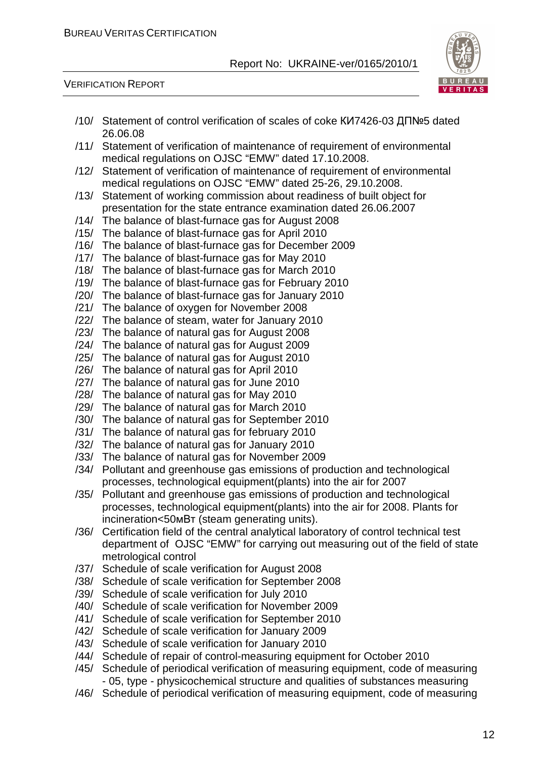/10/ Statement of control verification of scales of coke КИ7426-03 ДП№5 dated 26.06.08

/11/ Statement of verification of maintenance of requirement of environmental medical regulations on OJSC "EMW" dated 17.10.2008.

/12/ Statement of verification of maintenance of requirement of environmental medical regulations on OJSC "EMW" dated 25-26, 29.10.2008.

/13/ Statement of working commission about readiness of built object for presentation for the state entrance examination dated 26.06.2007

/14/ The balance of blast-furnace gas for August 2008

/15/ The balance of blast-furnace gas for April 2010

/16/ The balance of blast-furnace gas for December 2009

/17/ The balance of blast-furnace gas for May 2010

/18/ The balance of blast-furnace gas for March 2010

/19/ The balance of blast-furnace gas for February 2010

/20/ The balance of blast-furnace gas for January 2010

/21/ The balance of oxygen for November 2008

/22/ The balance of steam, water for January 2010

/23/ The balance of natural gas for August 2008

/24/ The balance of natural gas for August 2009

/25/ The balance of natural gas for August 2010

/26/ The balance of natural gas for April 2010

/27/ The balance of natural gas for June 2010

/28/ The balance of natural gas for May 2010

/29/ The balance of natural gas for March 2010

/30/ The balance of natural gas for September 2010

/31/ The balance of natural gas for february 2010

/32/ The balance of natural gas for January 2010

/33/ The balance of natural gas for November 2009

/34/ Pollutant and greenhouse gas emissions of production and technological processes, technological equipment(plants) into the air for 2007

/35/ Pollutant and greenhouse gas emissions of production and technological processes, technological equipment(plants) into the air for 2008. Plants for incineration<50мВт (steam generating units).

/36/ Certification field of the central analytical laboratory of control technical test department of OJSC "EMW" for carrying out measuring out of the field of state metrological control

/37/ Schedule of scale verification for August 2008

/38/ Schedule of scale verification for September 2008

/39/ Schedule of scale verification for July 2010

/40/ Schedule of scale verification for November 2009

/41/ Schedule of scale verification for September 2010

/42/ Schedule of scale verification for January 2009

/43/ Schedule of scale verification for January 2010

/44/ Schedule of repair of control-measuring equipment for October 2010

/45/ Schedule of periodical verification of measuring equipment, code of measuring - 05, type - physicochemical structure and qualities of substances measuring

/46/ Schedule of periodical verification of measuring equipment, code of measuring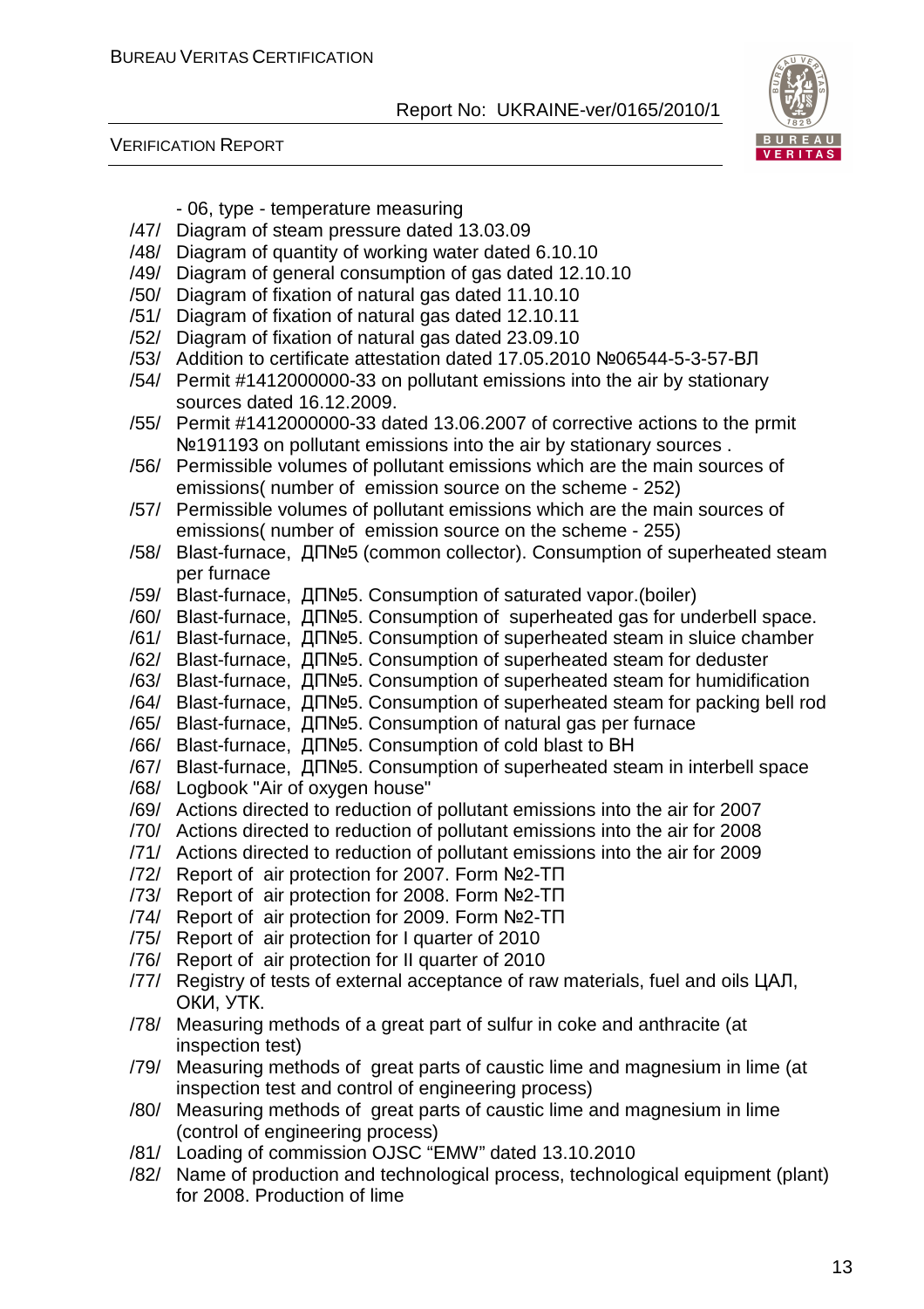- 06, type - temperature measuring

/47/ Diagram of steam pressure dated 13.03.09

/48/ Diagram of quantity of working water dated 6.10.10

/49/ Diagram of general consumption of gas dated 12.10.10

/50/ Diagram of fixation of natural gas dated 11.10.10

/51/ Diagram of fixation of natural gas dated 12.10.11

/52/ Diagram of fixation of natural gas dated 23.09.10

/53/ Addition to certificate attestation dated 17.05.2010 №06544-5-3-57-ВЛ

/54/ Permit #1412000000-33 on pollutant emissions into the air by stationary sources dated 16.12.2009.

/55/ Permit #1412000000-33 dated 13.06.2007 of corrective actions to the prmit №191193 on pollutant emissions into the air by stationary sources .

/56/ Permissible volumes of pollutant emissions which are the main sources of emissions( number of emission source on the scheme - 252)

/57/ Permissible volumes of pollutant emissions which are the main sources of emissions( number of emission source on the scheme - 255)

/58/ Blast-furnace, ДП№5 (common collector). Consumption of superheated steam per furnace

/59/ Blast-furnace, ДП№5. Consumption of saturated vapor.(boiler)

/60/ Blast-furnace, ДП№5. Consumption of superheated gas for underbell space.

/61/ Blast-furnace, ДП№5. Consumption of superheated steam in sluice chamber

/62/ Blast-furnace, ДП№5. Consumption of superheated steam for deduster

/63/ Blast-furnace, ДП№5. Consumption of superheated steam for humidification

/64/ Blast-furnace, ДП№5. Consumption of superheated steam for packing bell rod

/65/ Blast-furnace, ДП№5. Consumption of natural gas per furnace

/66/ Blast-furnace, ДП№5. Consumption of cold blast to BH

/67/ Blast-furnace, ДП№5. Consumption of superheated steam in interbell space

/68/ Logbook "Air of oxygen house"

/69/ Actions directed to reduction of pollutant emissions into the air for 2007

/70/ Actions directed to reduction of pollutant emissions into the air for 2008

/71/ Actions directed to reduction of pollutant emissions into the air for 2009

/72/ Report of air protection for 2007. Form №2-ТП

/73/ Report of air protection for 2008. Form №2-ТП

/74/ Report of air protection for 2009. Form №2-ТП

/75/ Report of air protection for I quarter of 2010

/76/ Report of air protection for II quarter of 2010

/77/ Registry of tests of external acceptance of raw materials, fuel and oils ЦАЛ, ОКИ, УТК.

/78/ Measuring methods of a great part of sulfur in coke and anthracite (at inspection test)

/79/ Measuring methods of great parts of caustic lime and magnesium in lime (at inspection test and control of engineering process)

/80/ Measuring methods of great parts of caustic lime and magnesium in lime (control of engineering process)

/81/ Loading of commission OJSC "EMW" dated 13.10.2010

/82/ Name of production and technological process, technological equipment (plant) for 2008. Production of lime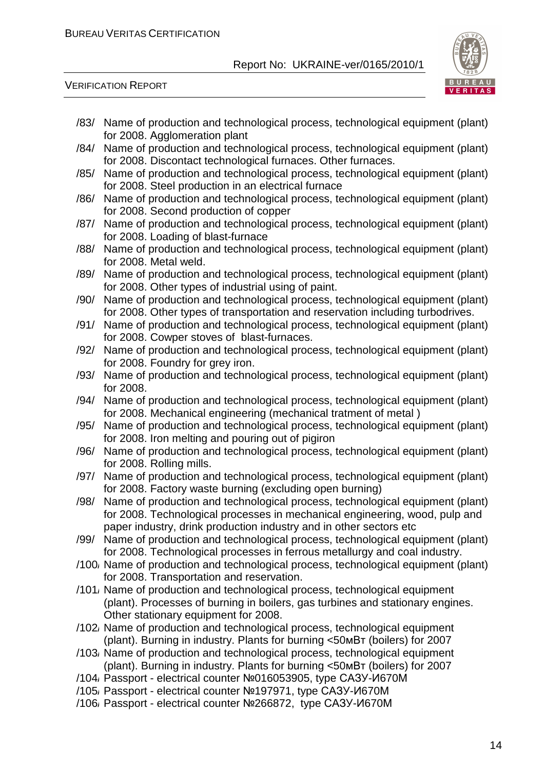/83/ Name of production and technological process, technological equipment (plant) for 2008. Agglomeration plant

/84/ Name of production and technological process, technological equipment (plant) for 2008. Discontact technological furnaces. Other furnaces.

/85/ Name of production and technological process, technological equipment (plant) for 2008. Steel production in an electrical furnace

/86/ Name of production and technological process, technological equipment (plant) for 2008. Second production of copper

/87/ Name of production and technological process, technological equipment (plant) for 2008. Loading of blast-furnace

/88/ Name of production and technological process, technological equipment (plant) for 2008. Metal weld.

/89/ Name of production and technological process, technological equipment (plant) for 2008. Other types of industrial using of paint.

/90/ Name of production and technological process, technological equipment (plant) for 2008. Other types of transportation and reservation including turbodrives.

/91/ Name of production and technological process, technological equipment (plant) for 2008. Cowper stoves of blast-furnaces.

/92/ Name of production and technological process, technological equipment (plant) for 2008. Foundry for grey iron.

/93/ Name of production and technological process, technological equipment (plant) for 2008.

/94/ Name of production and technological process, technological equipment (plant) for 2008. Mechanical engineering (mechanical tratment of metal )

/95/ Name of production and technological process, technological equipment (plant) for 2008. Iron melting and pouring out of pigiron

/96/ Name of production and technological process, technological equipment (plant) for 2008. Rolling mills.

/97/ Name of production and technological process, technological equipment (plant) for 2008. Factory waste burning (excluding open burning)

/98/ Name of production and technological process, technological equipment (plant) for 2008. Technological processes in mechanical engineering, wood, pulp and paper industry, drink production industry and in other sectors etc

/99/ Name of production and technological process, technological equipment (plant) for 2008. Technological processes in ferrous metallurgy and coal industry.

/100/ Name of production and technological process, technological equipment (plant) for 2008. Transportation and reservation.

/101/ Name of production and technological process, technological equipment (plant). Processes of burning in boilers, gas turbines and stationary engines. Other stationary equipment for 2008.

/102/ Name of production and technological process, technological equipment (plant). Burning in industry. Plants for burning <50мВт (boilers) for 2007

/103/ Name of production and technological process, technological equipment (plant). Burning in industry. Plants for burning <50мВт (boilers) for 2007

/104/ Passport - electrical counter №016053905, type САЗУ-И670М

/105/ Passport - electrical counter №197971, type САЗУ-И670М

/106/ Passport - electrical counter №266872, type САЗУ-И670М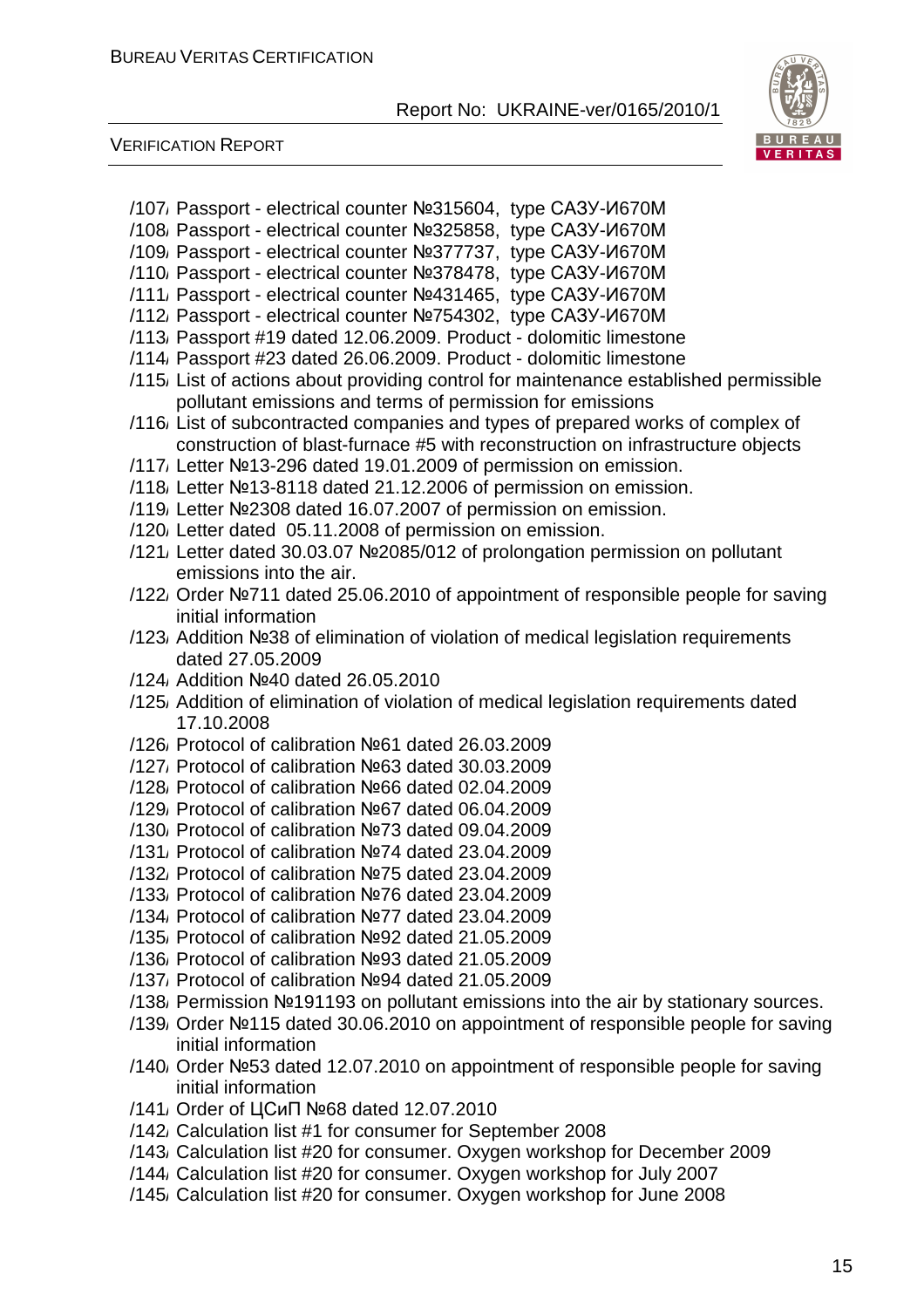/107/ Passport - electrical counter №315604, type САЗУ-И670М
/108/ Passport - electrical counter №325858, type САЗУ-И670М
/109/ Passport - electrical counter №377737, type САЗУ-И670М
/110/ Passport - electrical counter №378478, type САЗУ-И670М
/111/ Passport - electrical counter №431465, type САЗУ-И670М
/112/ Passport - electrical counter №754302, type САЗУ-И670М
/113/ Passport #19 dated 12.06.2009. Product - dolomitic limestone
/114/ Passport #23 dated 26.06.2009. Product - dolomitic limestone
/115/ List of actions about providing control for maintenance established permissible pollutant emissions and terms of permission for emissions
/116/ List of subcontracted companies and types of prepared works of complex of construction of blast-furnace #5 with reconstruction on infrastructure objects
/117/ Letter №13-296 dated 19.01.2009 of permission on emission.
/118/ Letter №13-8118 dated 21.12.2006 of permission on emission.
/119/ Letter №2308 dated 16.07.2007 of permission on emission.
/120/ Letter dated 05.11.2008 of permission on emission.
/121/ Letter dated 30.03.07 №2085/012 of prolongation permission on pollutant emissions into the air.
/122/ Order №711 dated 25.06.2010 of appointment of responsible people for saving initial information
/123/ Addition №38 of elimination of violation of medical legislation requirements dated 27.05.2009
/124/ Addition №40 dated 26.05.2010
/125/ Addition of elimination of violation of medical legislation requirements dated 17.10.2008
/126/ Protocol of calibration №61 dated 26.03.2009
/127/ Protocol of calibration №63 dated 30.03.2009
/128/ Protocol of calibration №66 dated 02.04.2009
/129/ Protocol of calibration №67 dated 06.04.2009
/130/ Protocol of calibration №73 dated 09.04.2009
/131/ Protocol of calibration №74 dated 23.04.2009
/132/ Protocol of calibration №75 dated 23.04.2009
/133/ Protocol of calibration №76 dated 23.04.2009
/134/ Protocol of calibration №77 dated 23.04.2009
/135/ Protocol of calibration №92 dated 21.05.2009
/136/ Protocol of calibration №93 dated 21.05.2009
/137/ Protocol of calibration №94 dated 21.05.2009
/138/ Permission №191193 on pollutant emissions into the air by stationary sources.
/139/ Order №115 dated 30.06.2010 on appointment of responsible people for saving initial information
/140/ Order №53 dated 12.07.2010 on appointment of responsible people for saving initial information
/141/ Order of ЦСиП №68 dated 12.07.2010
/142/ Calculation list #1 for consumer for September 2008
/143/ Calculation list #20 for consumer. Oxygen workshop for December 2009
/144/ Calculation list #20 for consumer. Oxygen workshop for July 2007
/145/ Calculation list #20 for consumer. Oxygen workshop for June 2008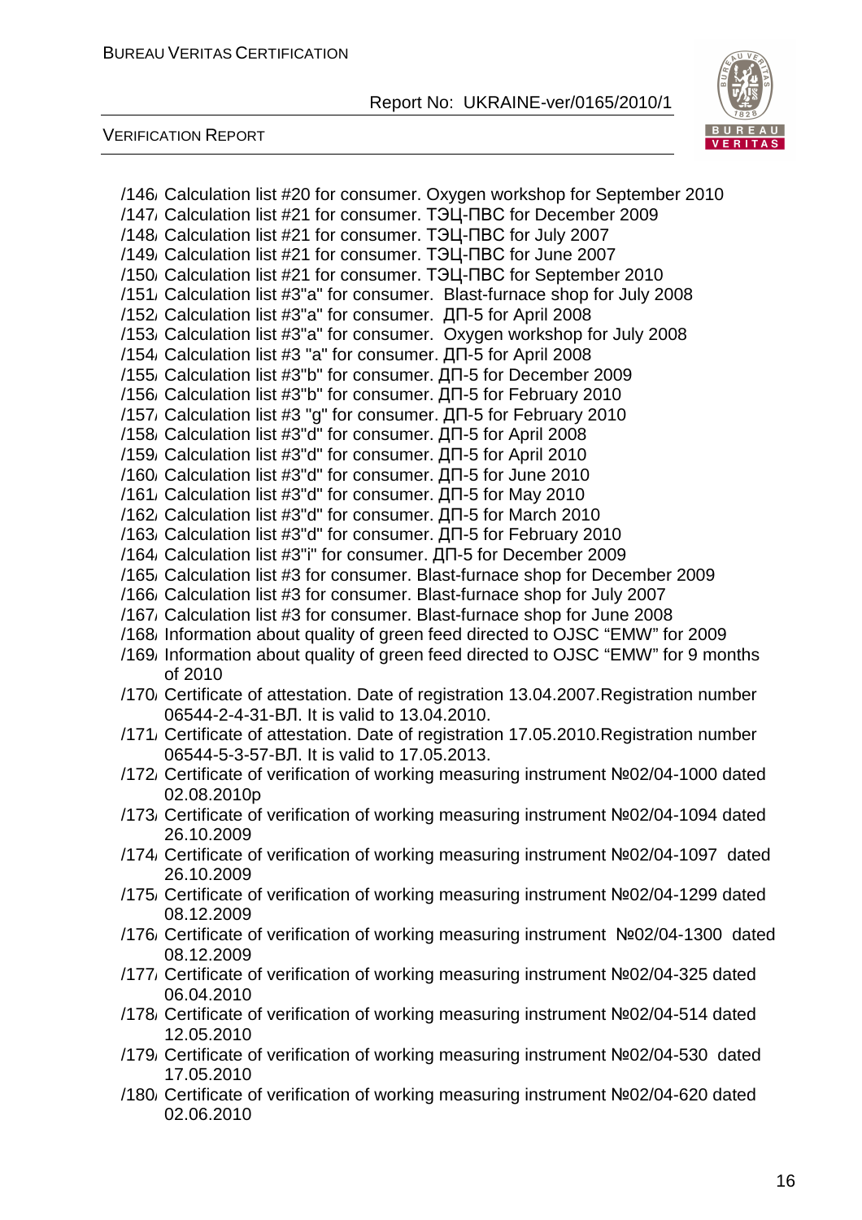/146/ Calculation list #20 for consumer. Oxygen workshop for September 2010
/147/ Calculation list #21 for consumer. ТЭЦ-ПВС for December 2009
/148/ Calculation list #21 for consumer. ТЭЦ-ПВС for July 2007
/149/ Calculation list #21 for consumer. ТЭЦ-ПВС for June 2007
/150/ Calculation list #21 for consumer. ТЭЦ-ПВС for September 2010
/151/ Calculation list #3"a" for consumer. Blast-furnace shop for July 2008
/152/ Calculation list #3"a" for consumer. ДП-5 for April 2008
/153/ Calculation list #3"a" for consumer. Oxygen workshop for July 2008
/154/ Calculation list #3 "a" for consumer. ДП-5 for April 2008
/155/ Calculation list #3"b" for consumer. ДП-5 for December 2009
/156/ Calculation list #3"b" for consumer. ДП-5 for February 2010
/157/ Calculation list #3 "g" for consumer. ДП-5 for February 2010
/158/ Calculation list #3"d" for consumer. ДП-5 for April 2008
/159/ Calculation list #3"d" for consumer. ДП-5 for April 2010
/160/ Calculation list #3"d" for consumer. ДП-5 for June 2010
/161/ Calculation list #3"d" for consumer. ДП-5 for May 2010
/162/ Calculation list #3"d" for consumer. ДП-5 for March 2010
/163/ Calculation list #3"d" for consumer. ДП-5 for February 2010
/164/ Calculation list #3"i" for consumer. ДП-5 for December 2009
/165/ Calculation list #3 for consumer. Blast-furnace shop for December 2009
/166/ Calculation list #3 for consumer. Blast-furnace shop for July 2007
/167/ Calculation list #3 for consumer. Blast-furnace shop for June 2008
/168/ Information about quality of green feed directed to OJSC "EMW" for 2009
/169/ Information about quality of green feed directed to OJSC "EMW" for 9 months of 2010
/170/ Certificate of attestation. Date of registration 13.04.2007.Registration number 06544-2-4-31-ВЛ. It is valid to 13.04.2010.
/171/ Certificate of attestation. Date of registration 17.05.2010.Registration number 06544-5-3-57-ВЛ. It is valid to 17.05.2013.
/172/ Certificate of verification of working measuring instrument №02/04-1000 dated 02.08.2010p
/173/ Certificate of verification of working measuring instrument №02/04-1094 dated 26.10.2009
/174/ Certificate of verification of working measuring instrument №02/04-1097 dated 26.10.2009
/175/ Certificate of verification of working measuring instrument №02/04-1299 dated 08.12.2009
/176/ Certificate of verification of working measuring instrument №02/04-1300 dated 08.12.2009
/177/ Certificate of verification of working measuring instrument №02/04-325 dated 06.04.2010
/178/ Certificate of verification of working measuring instrument №02/04-514 dated 12.05.2010
/179/ Certificate of verification of working measuring instrument №02/04-530 dated 17.05.2010
/180/ Certificate of verification of working measuring instrument №02/04-620 dated 02.06.2010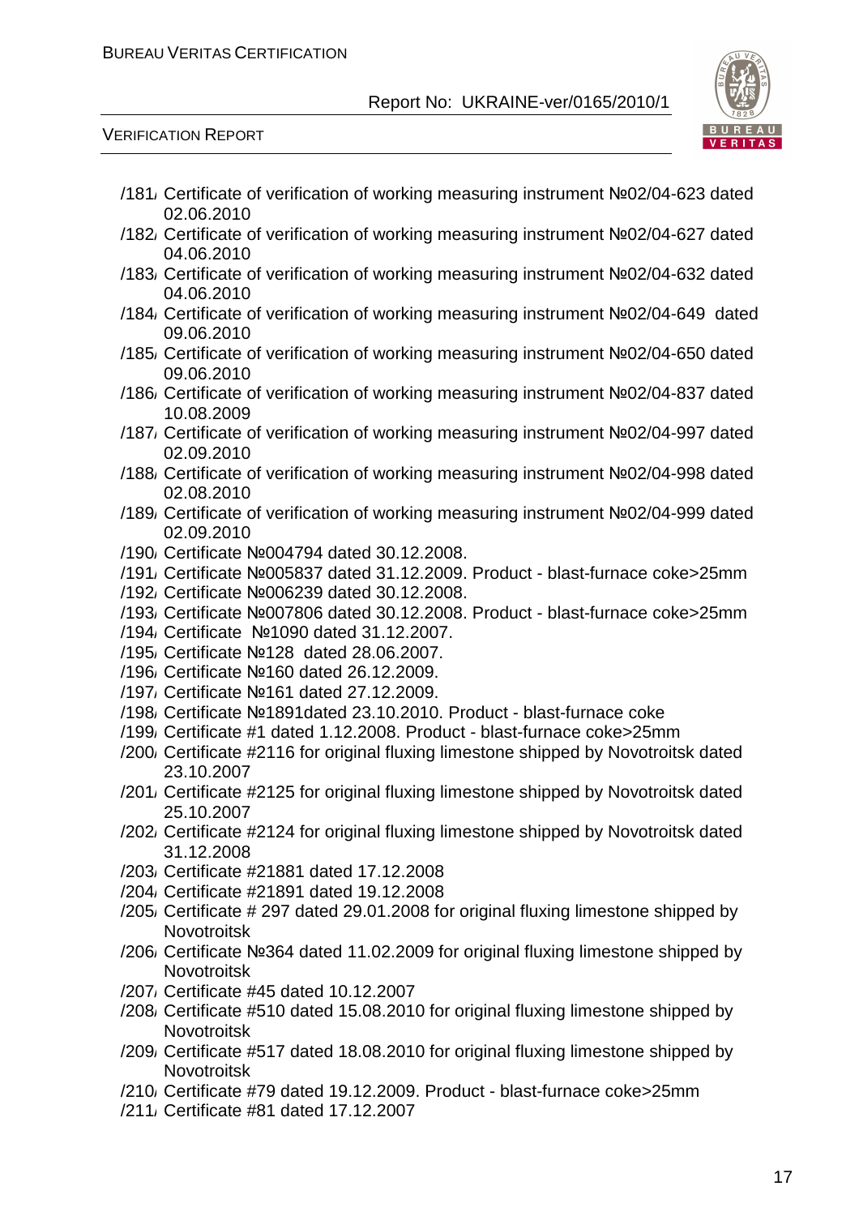/181/ Certificate of verification of working measuring instrument №02/04-623 dated 02.06.2010

/182/ Certificate of verification of working measuring instrument №02/04-627 dated 04.06.2010

/183/ Certificate of verification of working measuring instrument №02/04-632 dated 04.06.2010

/184/ Certificate of verification of working measuring instrument №02/04-649 dated 09.06.2010

/185/ Certificate of verification of working measuring instrument №02/04-650 dated 09.06.2010

/186/ Certificate of verification of working measuring instrument №02/04-837 dated 10.08.2009

/187/ Certificate of verification of working measuring instrument №02/04-997 dated 02.09.2010

/188/ Certificate of verification of working measuring instrument №02/04-998 dated 02.08.2010

/189/ Certificate of verification of working measuring instrument №02/04-999 dated 02.09.2010

/190/ Certificate №004794 dated 30.12.2008.

/191/ Certificate №005837 dated 31.12.2009. Product - blast-furnace coke>25mm

/192/ Certificate №006239 dated 30.12.2008.

/193/ Certificate №007806 dated 30.12.2008. Product - blast-furnace coke>25mm

/194/ Certificate №1090 dated 31.12.2007.

/195/ Certificate №128 dated 28.06.2007.

/196/ Certificate №160 dated 26.12.2009.

/197/ Certificate №161 dated 27.12.2009.

/198/ Certificate №1891dated 23.10.2010. Product - blast-furnace coke

/199/ Certificate #1 dated 1.12.2008. Product - blast-furnace coke>25mm

/200/ Certificate #2116 for original fluxing limestone shipped by Novotroitsk dated 23.10.2007

/201/ Certificate #2125 for original fluxing limestone shipped by Novotroitsk dated 25.10.2007

/202/ Certificate #2124 for original fluxing limestone shipped by Novotroitsk dated 31.12.2008

/203/ Certificate #21881 dated 17.12.2008

/204/ Certificate #21891 dated 19.12.2008

/205/ Certificate # 297 dated 29.01.2008 for original fluxing limestone shipped by Novotroitsk

/206/ Certificate №364 dated 11.02.2009 for original fluxing limestone shipped by Novotroitsk

/207/ Certificate #45 dated 10.12.2007

/208/ Certificate #510 dated 15.08.2010 for original fluxing limestone shipped by Novotroitsk

/209/ Certificate #517 dated 18.08.2010 for original fluxing limestone shipped by Novotroitsk

/210/ Certificate #79 dated 19.12.2009. Product - blast-furnace coke>25mm

/211/ Certificate #81 dated 17.12.2007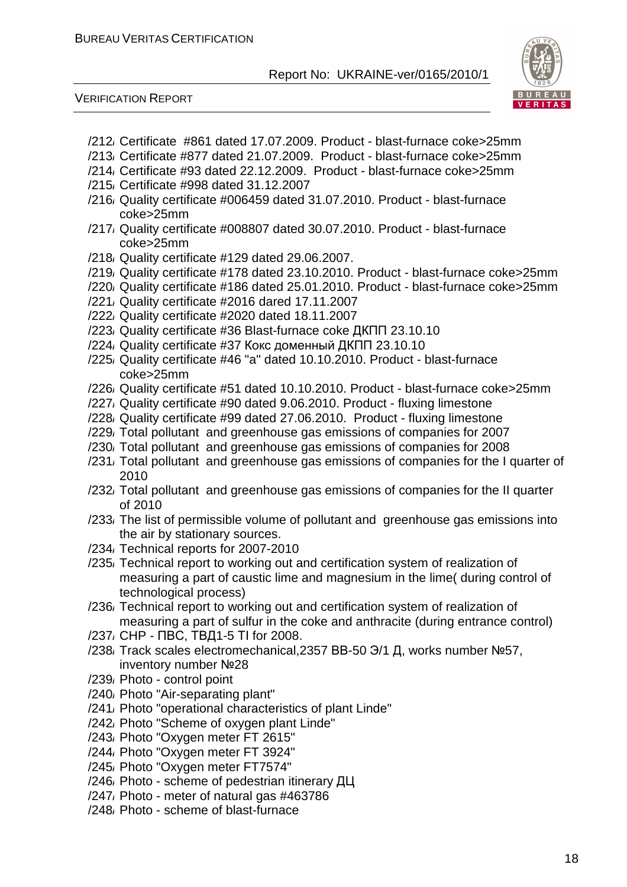/212/ Certificate  #861 dated 17.07.2009. Product - blast-furnace coke>25mm
/213/ Certificate #877 dated 21.07.2009.  Product - blast-furnace coke>25mm
/214/ Certificate #93 dated 22.12.2009.  Product - blast-furnace coke>25mm
/215/ Certificate #998 dated 31.12.2007
/216/ Quality certificate #006459 dated 31.07.2010. Product - blast-furnace coke>25mm
/217/ Quality certificate #008807 dated 30.07.2010. Product - blast-furnace coke>25mm
/218/ Quality certificate #129 dated 29.06.2007.
/219/ Quality certificate #178 dated 23.10.2010. Product - blast-furnace coke>25mm
/220/ Quality certificate #186 dated 25.01.2010. Product - blast-furnace coke>25mm
/221/ Quality certificate #2016 dared 17.11.2007
/222/ Quality certificate #2020 dated 18.11.2007
/223/ Quality certificate #36 Blast-furnace coke ДКПП 23.10.10
/224/ Quality certificate #37 Кокс доменный ДКПП 23.10.10
/225/ Quality certificate #46 "a" dated 10.10.2010. Product - blast-furnace coke>25mm
/226/ Quality certificate #51 dated 10.10.2010. Product - blast-furnace coke>25mm
/227/ Quality certificate #90 dated 9.06.2010. Product - fluxing limestone
/228/ Quality certificate #99 dated 27.06.2010.  Product - fluxing limestone
/229/ Total pollutant  and greenhouse gas emissions of companies for 2007
/230/ Total pollutant  and greenhouse gas emissions of companies for 2008
/231/ Total pollutant  and greenhouse gas emissions of companies for the I quarter of 2010
/232/ Total pollutant  and greenhouse gas emissions of companies for the II quarter of 2010
/233/ The list of permissible volume of pollutant and  greenhouse gas emissions into the air by stationary sources.
/234/ Technical reports for 2007-2010
/235/ Technical report to working out and certification system of realization of measuring a part of caustic lime and magnesium in the lime( during control of technological process)
/236/ Technical report to working out and certification system of realization of measuring a part of sulfur in the coke and anthracite (during entrance control)
/237/ CHP - ПВС, ТВД1-5 TI for 2008.
/238/ Track scales electromechanical,2357 ВВ-50 Э/1 Д, works number №57, inventory number №28
/239/ Photo - control point
/240/ Photo "Air-separating plant"
/241/ Photo "operational characteristics of plant Linde"
/242/ Photo "Scheme of oxygen plant Linde"
/243/ Photo "Oxygen meter FT 2615"
/244/ Photo "Oxygen meter FT 3924"
/245/ Photo "Oxygen meter FT7574"
/246/ Photo - scheme of pedestrian itinerary ДЦ
/247/ Photo - meter of natural gas #463786
/248/ Photo - scheme of blast-furnace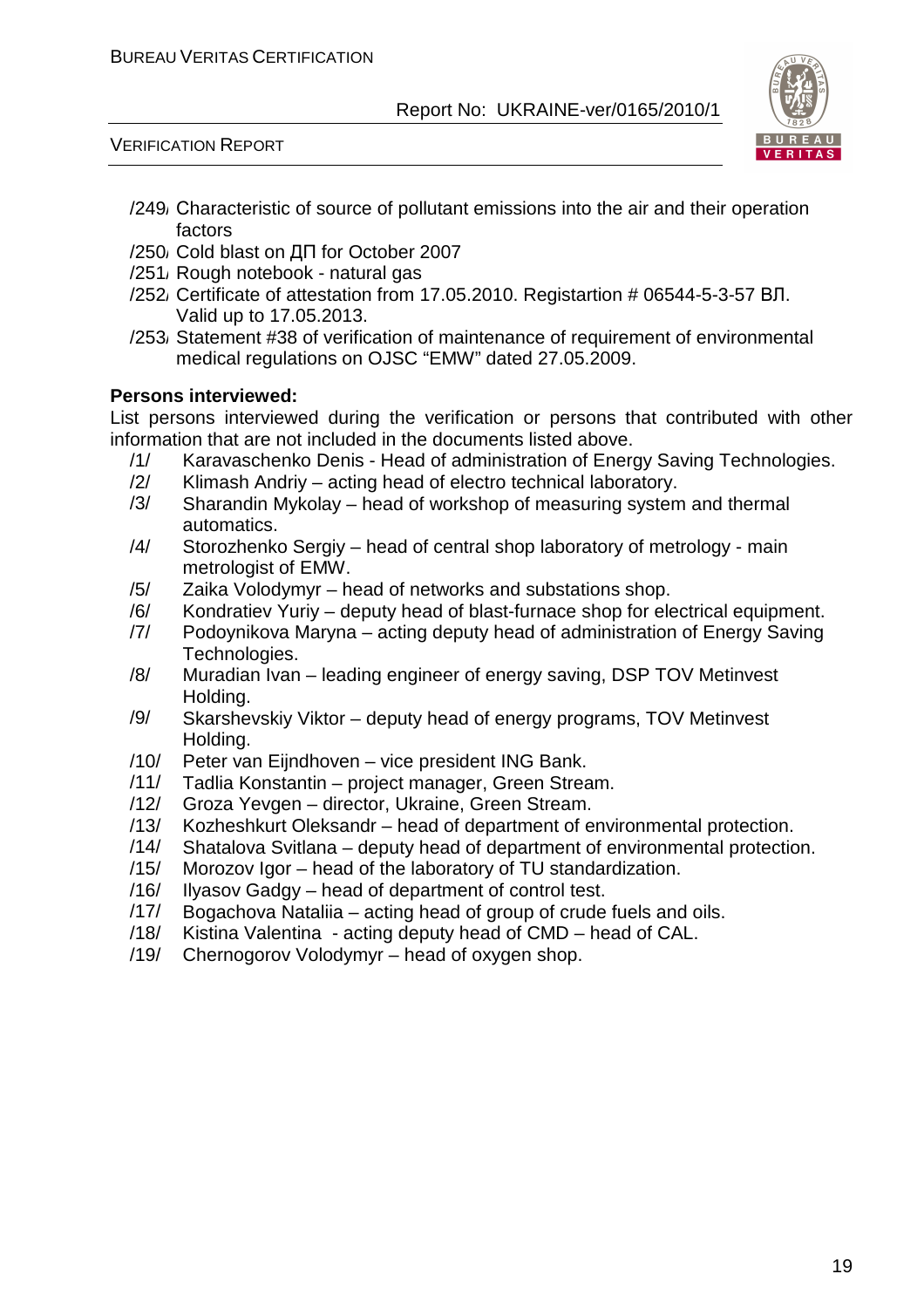/249/ Characteristic of source of pollutant emissions into the air and their operation factors
/250/ Cold blast on ДП for October 2007
/251/ Rough notebook - natural gas
/252/ Certificate of attestation from 17.05.2010. Registartion # 06544-5-3-57 ВЛ. Valid up to 17.05.2013.
/253/ Statement #38 of verification of maintenance of requirement of environmental medical regulations on OJSC "EMW" dated 27.05.2009.

**Persons interviewed:**

List persons interviewed during the verification or persons that contributed with other information that are not included in the documents listed above.

/1/ Karavaschenko Denis - Head of administration of Energy Saving Technologies.
/2/ Klimash Andriy – acting head of electro technical laboratory.
/3/ Sharandin Mykolay – head of workshop of measuring system and thermal automatics.
/4/ Storozhenko Sergiy – head of central shop laboratory of metrology - main metrologist of EMW.
/5/ Zaika Volodymyr – head of networks and substations shop.
/6/ Kondratiev Yuriy – deputy head of blast-furnace shop for electrical equipment.
/7/ Podoynikova Maryna – acting deputy head of administration of Energy Saving Technologies.
/8/ Muradian Ivan – leading engineer of energy saving, DSP TOV Metinvest Holding.
/9/ Skarshevskiy Viktor – deputy head of energy programs, TOV Metinvest Holding.
/10/ Peter van Eijndhoven – vice president ING Bank.
/11/ Tadlia Konstantin – project manager, Green Stream.
/12/ Groza Yevgen – director, Ukraine, Green Stream.
/13/ Kozheshkurt Oleksandr – head of department of environmental protection.
/14/ Shatalova Svitlana – deputy head of department of environmental protection.
/15/ Morozov Igor – head of the laboratory of TU standardization.
/16/ Ilyasov Gadgy – head of department of control test.
/17/ Bogachova Nataliia – acting head of group of crude fuels and oils.
/18/ Kistina Valentina - acting deputy head of CMD – head of CAL.
/19/ Chernogorov Volodymyr – head of oxygen shop.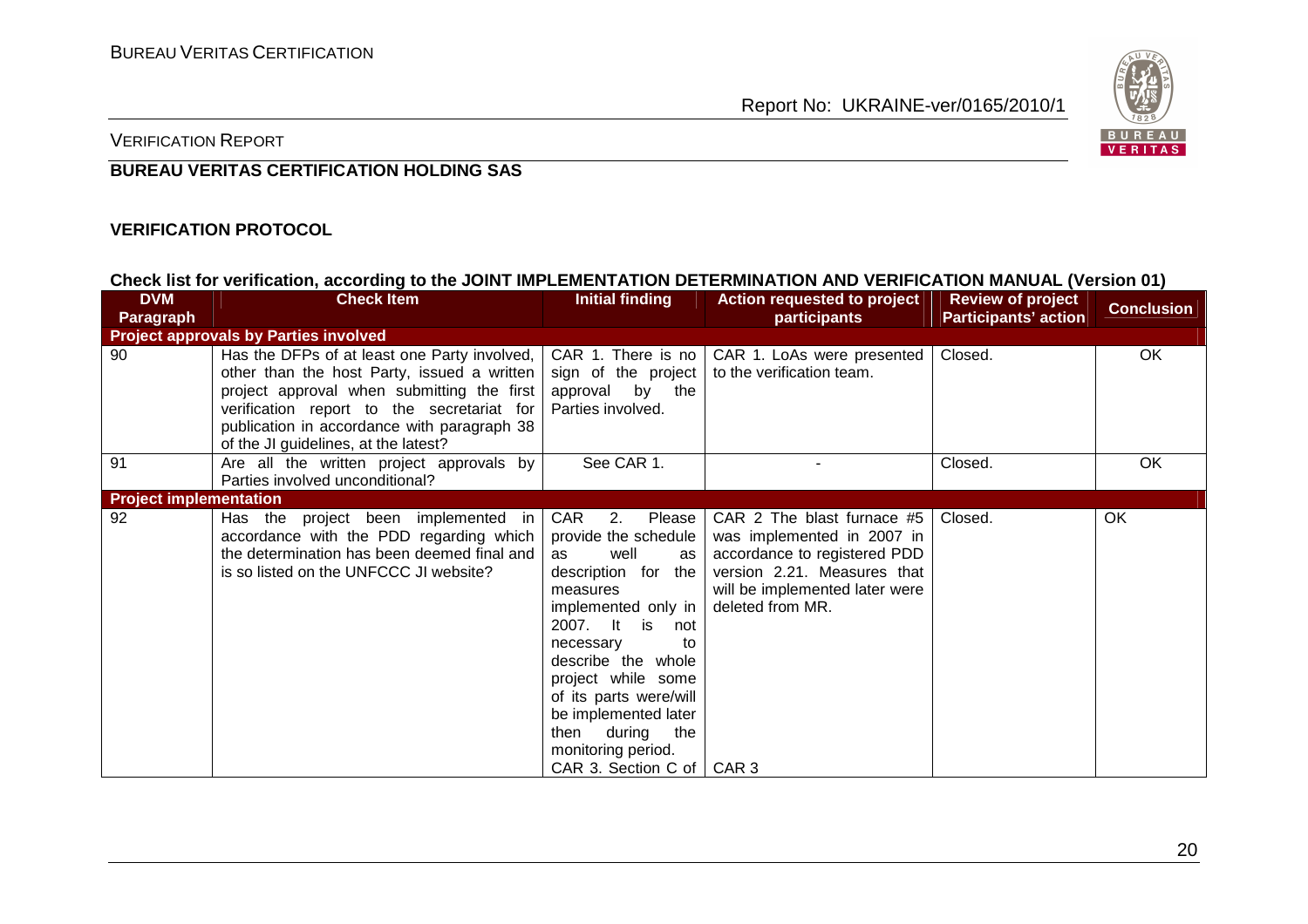**VERIFICATION PROTOCOL**

**Check list for verification, according to the JOINT IMPLEMENTATION DETERMINATION AND VERIFICATION MANUAL (Version 01)**

| DVM Paragraph | Check Item | Initial finding | Action requested to project participants | Review of project Participants' action | Conclusion |
|---|---|---|---|---|---|
| **Project approvals by Parties involved** | | | | | |
| 90 | Has the DFPs of at least one Party involved, other than the host Party, issued a written project approval when submitting the first verification report to the secretariat for publication in accordance with paragraph 38 of the JI guidelines, at the latest? | CAR 1. There is no sign of the project approval by the Parties involved. | CAR 1. LoAs were presented to the verification team. | Closed. | OK |
| 91 | Are all the written project approvals by Parties involved unconditional? | See CAR 1. | - | Closed. | OK |
| **Project implementation** | | | | | |
| 92 | Has the project been implemented in accordance with the PDD regarding which the determination has been deemed final and is so listed on the UNFCCC JI website? | CAR 2. Please provide the schedule as well as description for the measures implemented only in 2007. It is not necessary to describe the whole project while some of its parts were/will be implemented later then during the monitoring period.<br>CAR 3. Section C of | CAR 2 The blast furnace #5 was implemented in 2007 in accordance to registered PDD version 2.21. Measures that will be implemented later were deleted from MR.<br>CAR 3 | Closed. | OK |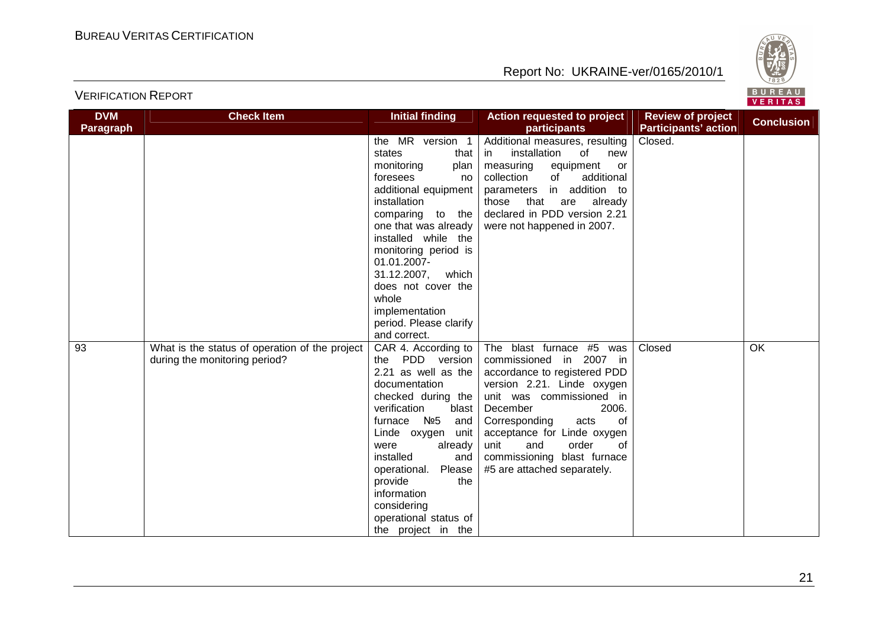| DVM Paragraph | Check Item | Initial finding | Action requested to project participants | Review of project Participants' action | Conclusion |
|---|---|---|---|---|---|
| | | the MR version 1 states that monitoring plan foresees no additional equipment installation comparing to the one that was already installed while the monitoring period is 01.01.2007-31.12.2007, which does not cover the whole implementation period. Please clarify and correct. | Additional measures, resulting in installation of new measuring equipment or collection of additional parameters in addition to those that are already declared in PDD version 2.21 were not happened in 2007. | Closed. | |
| 93 | What is the status of operation of the project during the monitoring period? | CAR 4. According to the PDD version 2.21 as well as the documentation checked during the verification blast furnace №5 and Linde oxygen unit were already installed and operational. Please provide the information considering operational status of the project in the | The blast furnace #5 was commissioned in 2007 in accordance to registered PDD version 2.21. Linde oxygen unit was commissioned in December 2006. Corresponding acts of acceptance for Linde oxygen unit and order of commissioning blast furnace #5 are attached separately. | Closed | OK |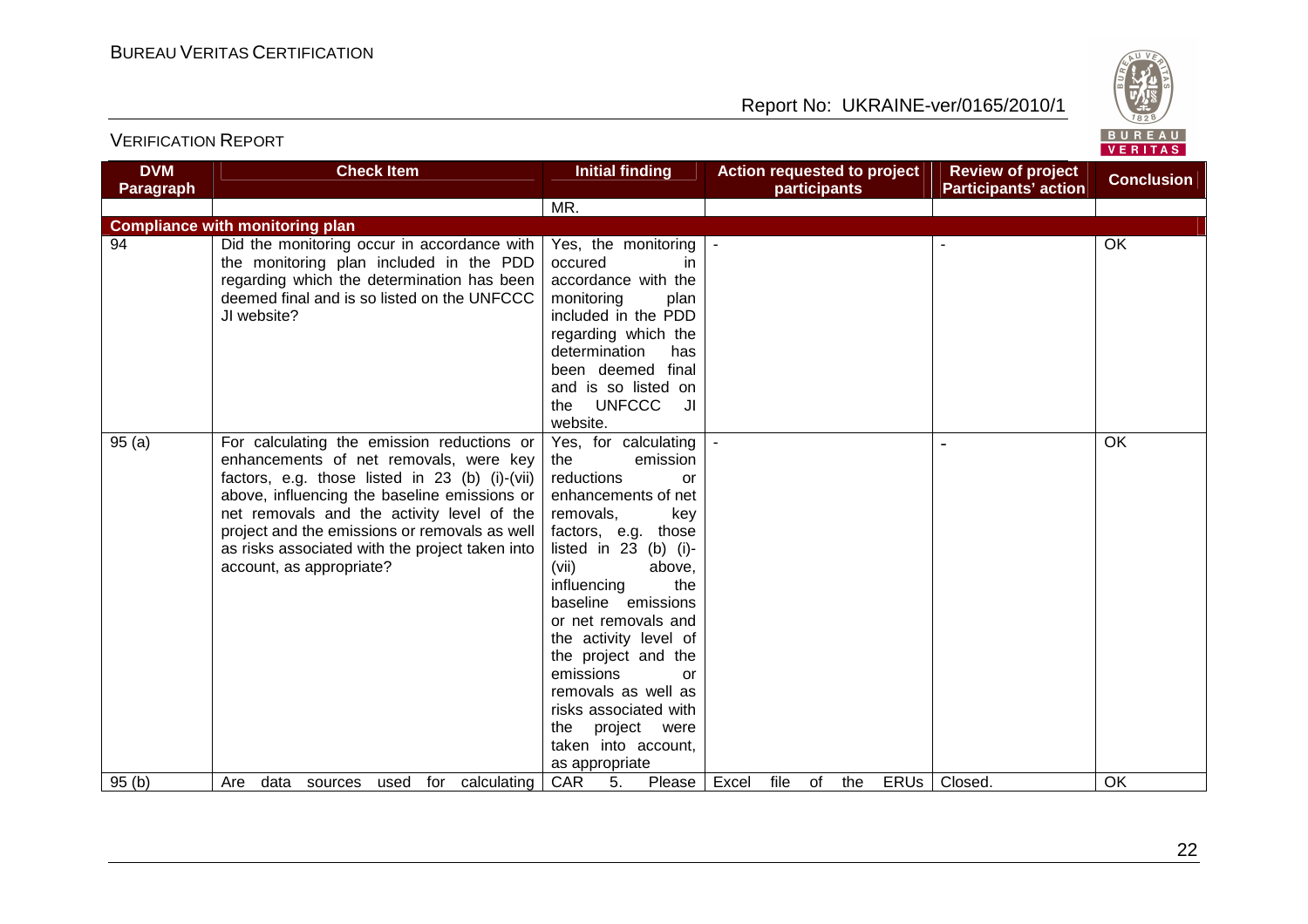| DVM Paragraph | Check Item | Initial finding | Action requested to project participants | Review of project Participants' action | Conclusion |
|---|---|---|---|---|---|
| | | MR. | | | |
| **Compliance with monitoring plan** | | | | | |
| 94 | Did the monitoring occur in accordance with the monitoring plan included in the PDD regarding which the determination has been deemed final and is so listed on the UNFCCC JI website? | Yes, the monitoring occured in accordance with the monitoring plan included in the PDD regarding which the determination has been deemed final and is so listed on the UNFCCC JI website. | - | - | OK |
| 95 (a) | For calculating the emission reductions or enhancements of net removals, were key factors, e.g. those listed in 23 (b) (i)-(vii) above, influencing the baseline emissions or net removals and the activity level of the project and the emissions or removals as well as risks associated with the project taken into account, as appropriate? | Yes, for calculating the emission reductions or enhancements of net removals, key factors, e.g. those listed in 23 (b) (i)-(vii) above, influencing the baseline emissions or net removals and the activity level of the project and the emissions or removals as well as risks associated with the project were taken into account, as appropriate | - | - | OK |
| 95 (b) | Are data sources used for calculating | CAR 5. Please | Excel file of the ERUs | Closed. | OK |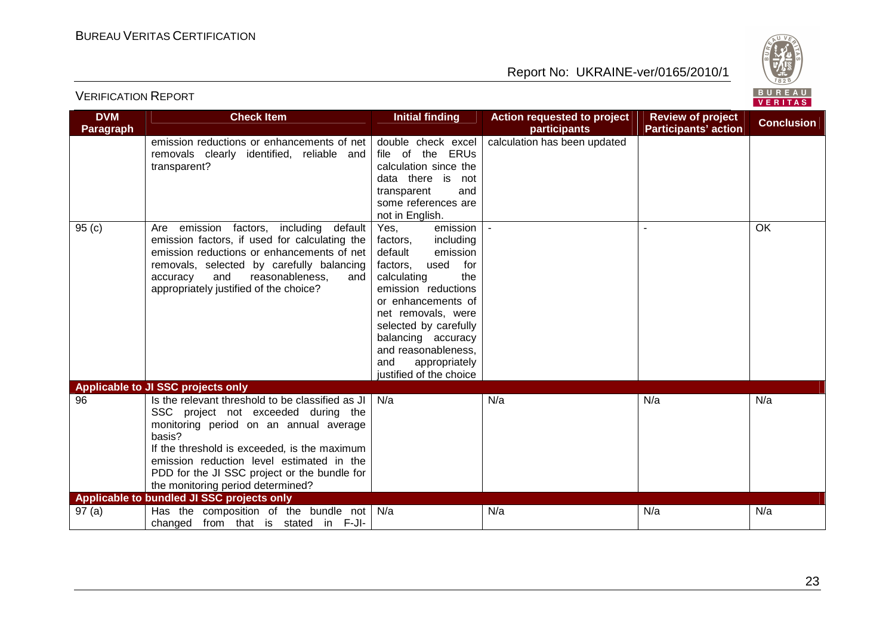| DVM Paragraph | Check Item | Initial finding | Action requested to project participants | Review of project Participants' action | Conclusion |
|---|---|---|---|---|---|
| | emission reductions or enhancements of net removals clearly identified, reliable and transparent? | double check excel file of the ERUs calculation since the data there is not transparent and some references are not in English. | calculation has been updated | | |
| 95 (c) | Are emission factors, including default emission factors, if used for calculating the emission reductions or enhancements of net removals, selected by carefully balancing accuracy and reasonableness, and appropriately justified of the choice? | Yes, emission factors, including default emission factors, used for calculating the emission reductions or enhancements of net removals, were selected by carefully balancing accuracy and reasonableness, and appropriately justified of the choice | - | - | OK |
| **Applicable to JI SSC projects only** | | | | | |
| 96 | Is the relevant threshold to be classified as JI SSC project not exceeded during the monitoring period on an annual average basis?<br>If the threshold is exceeded, is the maximum emission reduction level estimated in the PDD for the JI SSC project or the bundle for the monitoring period determined? | N/a | N/a | N/a | N/a |
| **Applicable to bundled JI SSC projects only** | | | | | |
| 97 (a) | Has the composition of the bundle not changed from that is stated in F-JI- | N/a | N/a | N/a | N/a |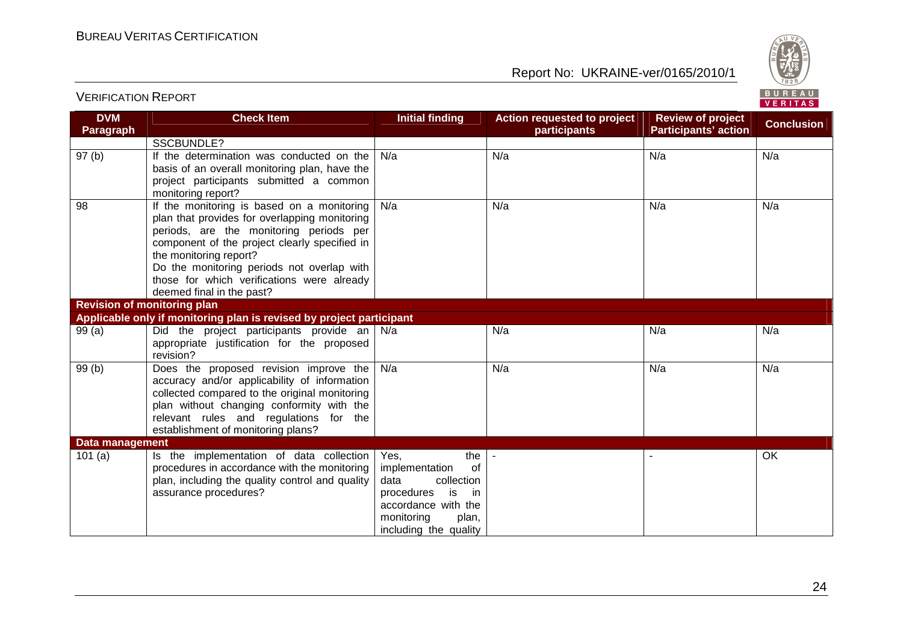| DVM Paragraph | Check Item | Initial finding | Action requested to project participants | Review of project Participants' action | Conclusion |
|---|---|---|---|---|---|
| | SSCBUNDLE? | | | | |
| 97 (b) | If the determination was conducted on the basis of an overall monitoring plan, have the project participants submitted a common monitoring report? | N/a | N/a | N/a | N/a |
| 98 | If the monitoring is based on a monitoring plan that provides for overlapping monitoring periods, are the monitoring periods per component of the project clearly specified in the monitoring report?<br>Do the monitoring periods not overlap with those for which verifications were already deemed final in the past? | N/a | N/a | N/a | N/a |
| **Revision of monitoring plan** | | | | | |
| **Applicable only if monitoring plan is revised by project participant** | | | | | |
| 99 (a) | Did the project participants provide an appropriate justification for the proposed revision? | N/a | N/a | N/a | N/a |
| 99 (b) | Does the proposed revision improve the accuracy and/or applicability of information collected compared to the original monitoring plan without changing conformity with the relevant rules and regulations for the establishment of monitoring plans? | N/a | N/a | N/a | N/a |
| **Data management** | | | | | |
| 101 (a) | Is the implementation of data collection procedures in accordance with the monitoring plan, including the quality control and quality assurance procedures? | Yes, the implementation of data collection procedures is in accordance with the monitoring plan, including the quality | - | - | OK |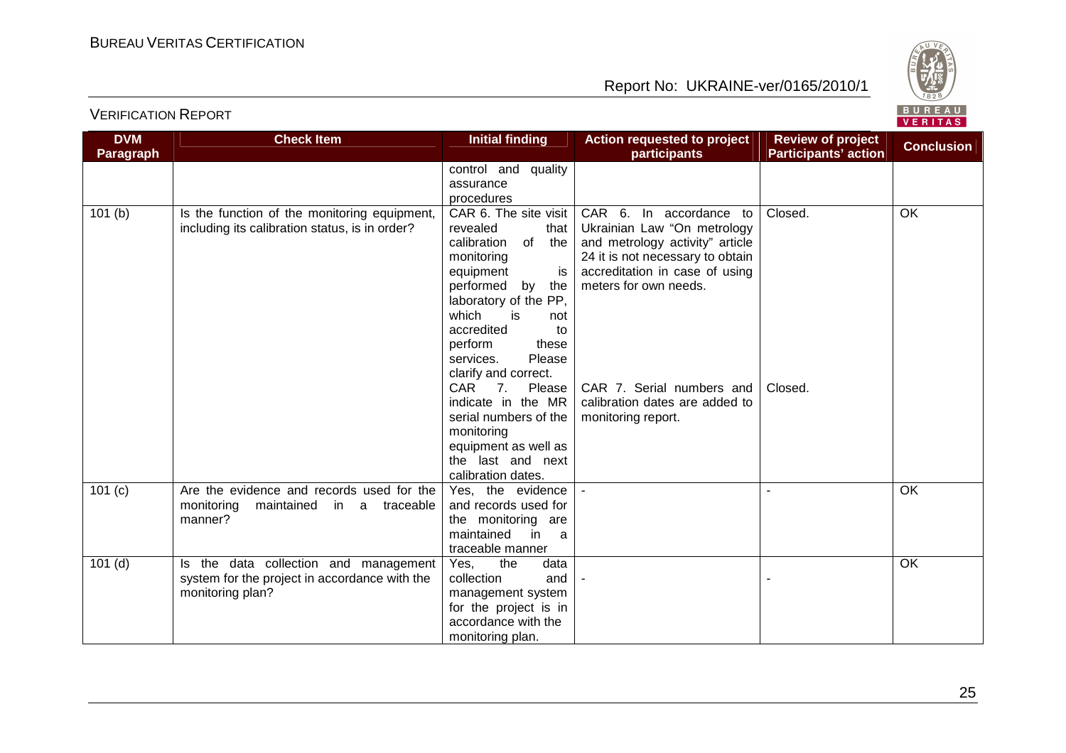| DVM Paragraph | Check Item | Initial finding | Action requested to project participants | Review of project Participants' action | Conclusion |
|---|---|---|---|---|---|
| | | control and quality assurance procedures | | | |
| 101 (b) | Is the function of the monitoring equipment, including its calibration status, is in order? | CAR 6. The site visit revealed that calibration of the monitoring equipment is performed by the laboratory of the PP, which is not accredited to perform these services. Please clarify and correct.<br>CAR 7. Please indicate in the MR serial numbers of the monitoring equipment as well as the last and next calibration dates. | CAR 6. In accordance to Ukrainian Law "On metrology and metrology activity" article 24 it is not necessary to obtain accreditation in case of using meters for own needs.<br>CAR 7. Serial numbers and calibration dates are added to monitoring report. | Closed.<br>Closed. | OK |
| 101 (c) | Are the evidence and records used for the monitoring maintained in a traceable manner? | Yes, the evidence and records used for the monitoring are maintained in a traceable manner | - | - | OK |
| 101 (d) | Is the data collection and management system for the project in accordance with the monitoring plan? | Yes, the data collection and management system for the project is in accordance with the monitoring plan. | - | - | OK |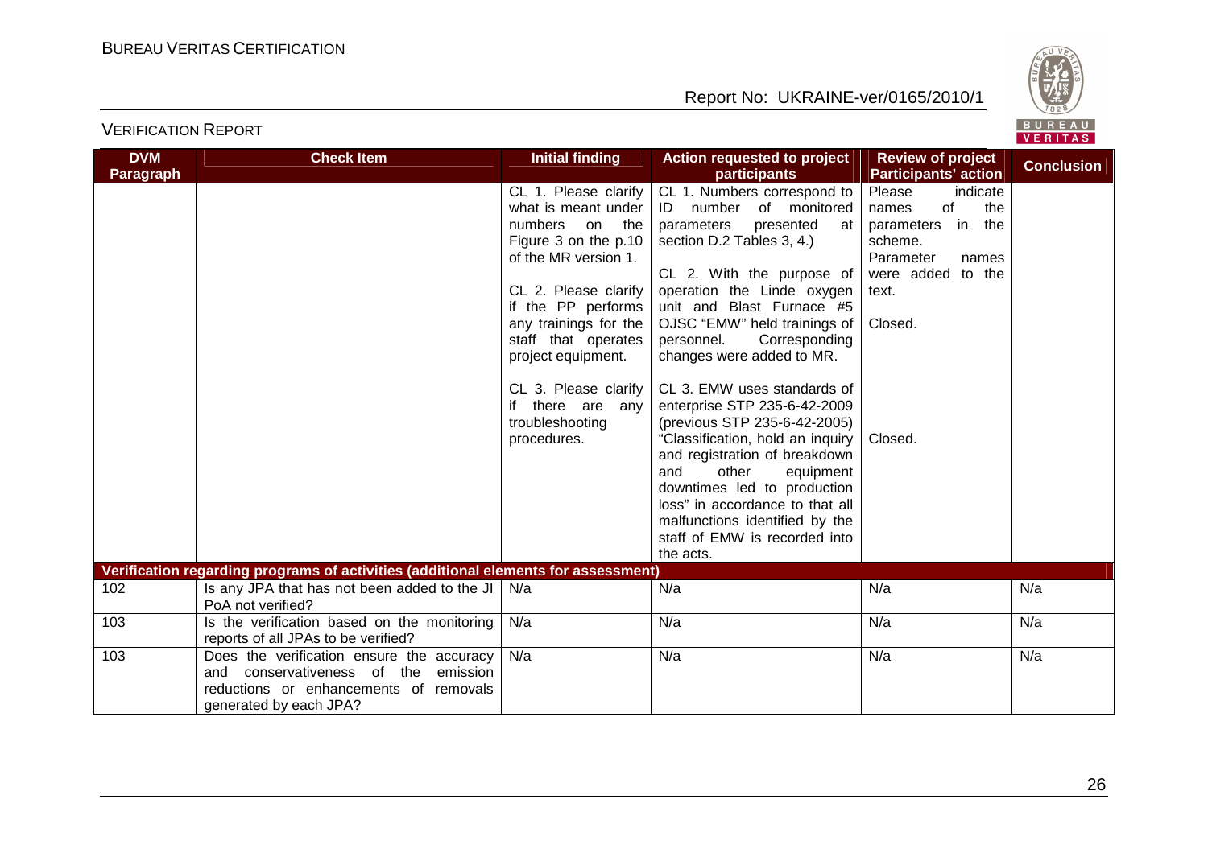| DVM Paragraph | Check Item | Initial finding | Action requested to project participants | Review of project Participants' action | Conclusion |
|---|---|---|---|---|---|
| | | CL 1. Please clarify what is meant under numbers on the Figure 3 on the p.10 of the MR version 1.<br><br>CL 2. Please clarify if the PP performs any trainings for the staff that operates project equipment.<br><br>CL 3. Please clarify if there are any troubleshooting procedures. | CL 1. Numbers correspond to ID number of monitored parameters presented at section D.2 Tables 3, 4.)<br><br>CL 2. With the purpose of operation the Linde oxygen unit and Blast Furnace #5 OJSC "EMW" held trainings of personnel. Corresponding changes were added to MR.<br><br>CL 3. EMW uses standards of enterprise STP 235-6-42-2009 (previous STP 235-6-42-2005) "Classification, hold an inquiry and registration of breakdown and other equipment downtimes led to production loss" in accordance to that all malfunctions identified by the staff of EMW is recorded into the acts. | Please indicate names of the parameters in the scheme. Parameter names were added to the text.<br><br>Closed.<br><br><br><br><br>Closed. | |
| **Verification regarding programs of activities (additional elements for assessment)** | | | | | |
| 102 | Is any JPA that has not been added to the JI PoA not verified? | N/a | N/a | N/a | N/a |
| 103 | Is the verification based on the monitoring reports of all JPAs to be verified? | N/a | N/a | N/a | N/a |
| 103 | Does the verification ensure the accuracy and conservativeness of the emission reductions or enhancements of removals generated by each JPA? | N/a | N/a | N/a | N/a |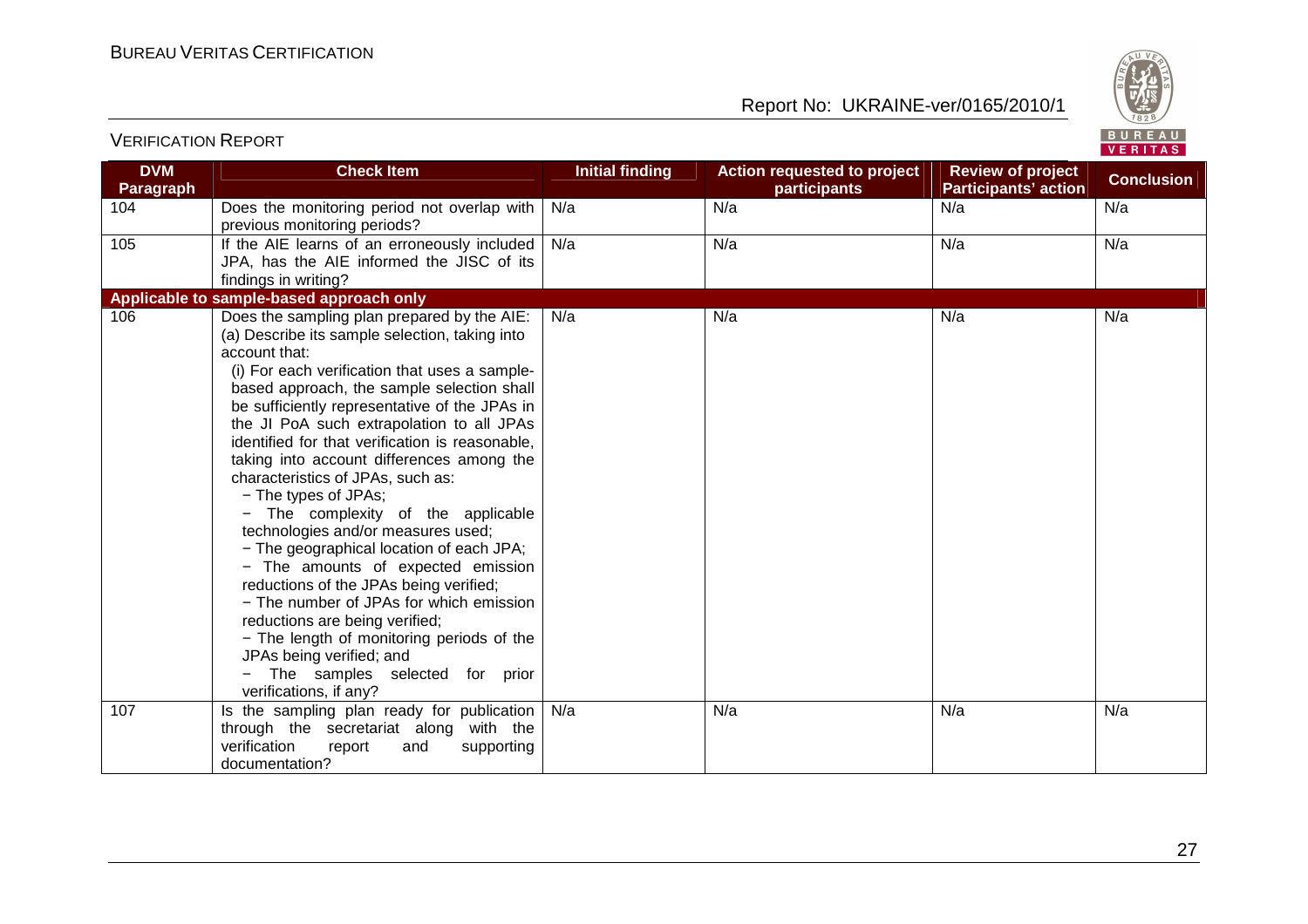| DVM Paragraph | Check Item | Initial finding | Action requested to project participants | Review of project Participants' action | Conclusion |
|---|---|---|---|---|---|
| 104 | Does the monitoring period not overlap with previous monitoring periods? | N/a | N/a | N/a | N/a |
| 105 | If the AIE learns of an erroneously included JPA, has the AIE informed the JISC of its findings in writing? | N/a | N/a | N/a | N/a |
| **Applicable to sample-based approach only** | | | | | |
| 106 | Does the sampling plan prepared by the AIE:<br>(a) Describe its sample selection, taking into account that:<br>(i) For each verification that uses a sample-based approach, the sample selection shall be sufficiently representative of the JPAs in the JI PoA such extrapolation to all JPAs identified for that verification is reasonable, taking into account differences among the characteristics of JPAs, such as:<br>− The types of JPAs;<br>− The complexity of the applicable technologies and/or measures used;<br>− The geographical location of each JPA;<br>− The amounts of expected emission reductions of the JPAs being verified;<br>− The number of JPAs for which emission reductions are being verified;<br>− The length of monitoring periods of the JPAs being verified; and<br>− The samples selected for prior verifications, if any? | N/a | N/a | N/a | N/a |
| 107 | Is the sampling plan ready for publication through the secretariat along with the verification report and supporting documentation? | N/a | N/a | N/a | N/a |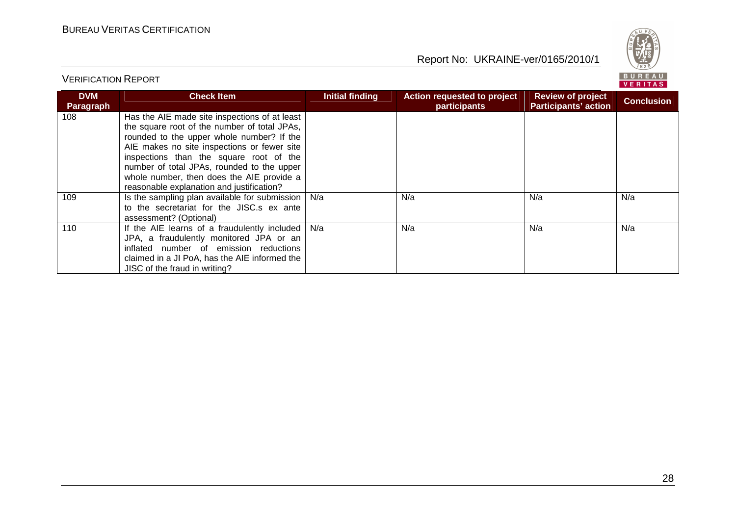| DVM Paragraph | Check Item | Initial finding | Action requested to project participants | Review of project Participants' action | Conclusion |
|---|---|---|---|---|---|
| 108 | Has the AIE made site inspections of at least the square root of the number of total JPAs, rounded to the upper whole number? If the AIE makes no site inspections or fewer site inspections than the square root of the number of total JPAs, rounded to the upper whole number, then does the AIE provide a reasonable explanation and justification? | | | | |
| 109 | Is the sampling plan available for submission to the secretariat for the JISC.s ex ante assessment? (Optional) | N/a | N/a | N/a | N/a |
| 110 | If the AIE learns of a fraudulently included JPA, a fraudulently monitored JPA or an inflated number of emission reductions claimed in a JI PoA, has the AIE informed the JISC of the fraud in writing? | N/a | N/a | N/a | N/a |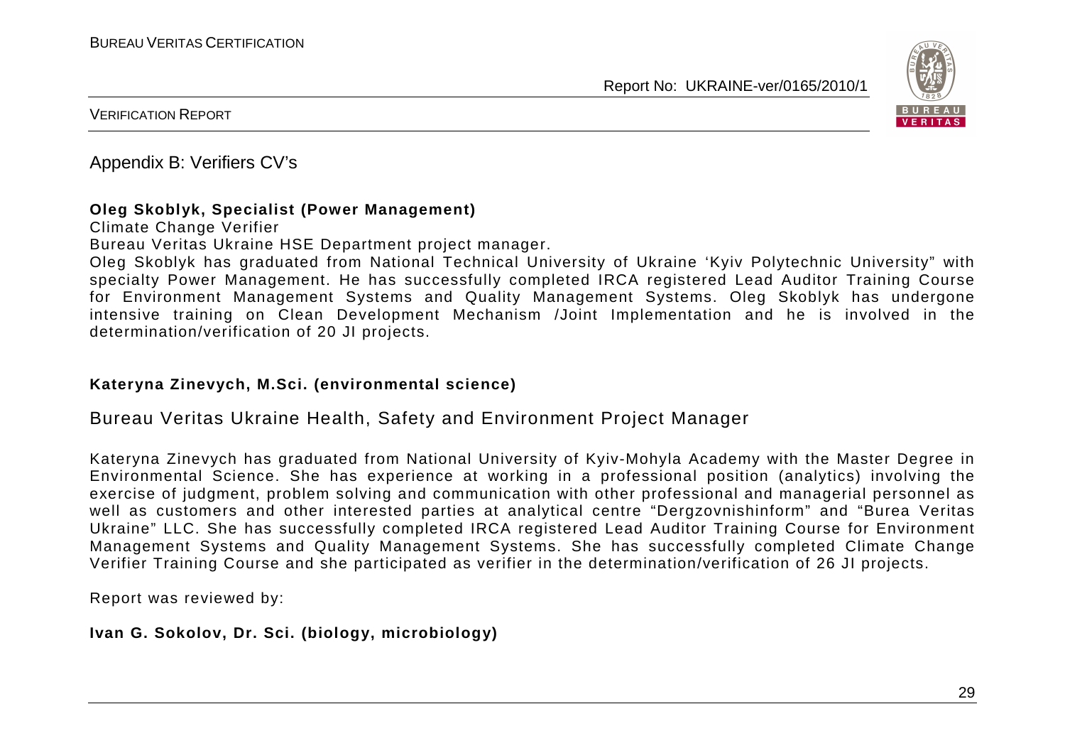Appendix B: Verifiers CV's

**Oleg Skoblyk, Specialist (Power Management)**

Climate Change Verifier

Bureau Veritas Ukraine HSE Department project manager.

Oleg Skoblyk has graduated from National Technical University of Ukraine 'Kyiv Polytechnic University" with specialty Power Management. He has successfully completed IRCA registered Lead Auditor Training Course for Environment Management Systems and Quality Management Systems. Oleg Skoblyk has undergone intensive training on Clean Development Mechanism /Joint Implementation and he is involved in the determination/verification of 20 JI projects.

**Kateryna Zinevych, M.Sci. (environmental science)**

Bureau Veritas Ukraine Health, Safety and Environment Project Manager

Kateryna Zinevych has graduated from National University of Kyiv-Mohyla Academy with the Master Degree in Environmental Science. She has experience at working in a professional position (analytics) involving the exercise of judgment, problem solving and communication with other professional and managerial personnel as well as customers and other interested parties at analytical centre "Dergzovnishinform" and "Burea Veritas Ukraine" LLC. She has successfully completed IRCA registered Lead Auditor Training Course for Environment Management Systems and Quality Management Systems. She has successfully completed Climate Change Verifier Training Course and she participated as verifier in the determination/verification of 26 JI projects.

Report was reviewed by:

**Ivan G. Sokolov, Dr. Sci. (biology, microbiology)**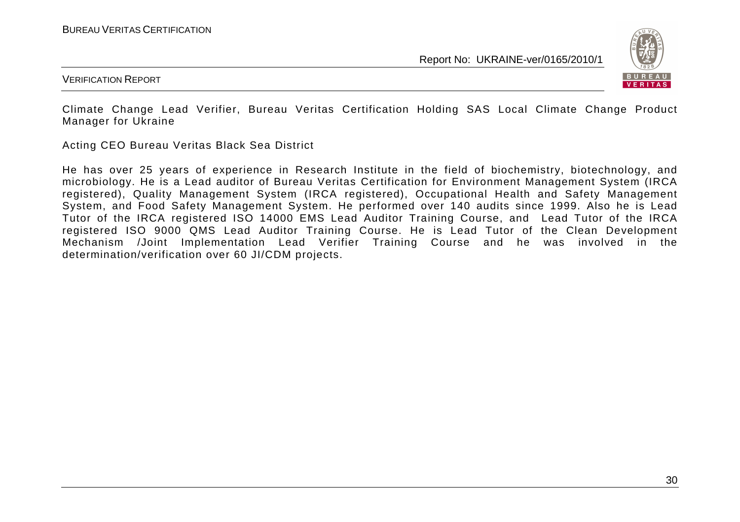Climate Change Lead Verifier, Bureau Veritas Certification Holding SAS Local Climate Change Product Manager for Ukraine

Acting CEO Bureau Veritas Black Sea District

He has over 25 years of experience in Research Institute in the field of biochemistry, biotechnology, and microbiology. He is a Lead auditor of Bureau Veritas Certification for Environment Management System (IRCA registered), Quality Management System (IRCA registered), Occupational Health and Safety Management System, and Food Safety Management System. He performed over 140 audits since 1999. Also he is Lead Tutor of the IRCA registered ISO 14000 EMS Lead Auditor Training Course, and Lead Tutor of the IRCA registered ISO 9000 QMS Lead Auditor Training Course. He is Lead Tutor of the Clean Development Mechanism /Joint Implementation Lead Verifier Training Course and he was involved in the determination/verification over 60 JI/CDM projects.